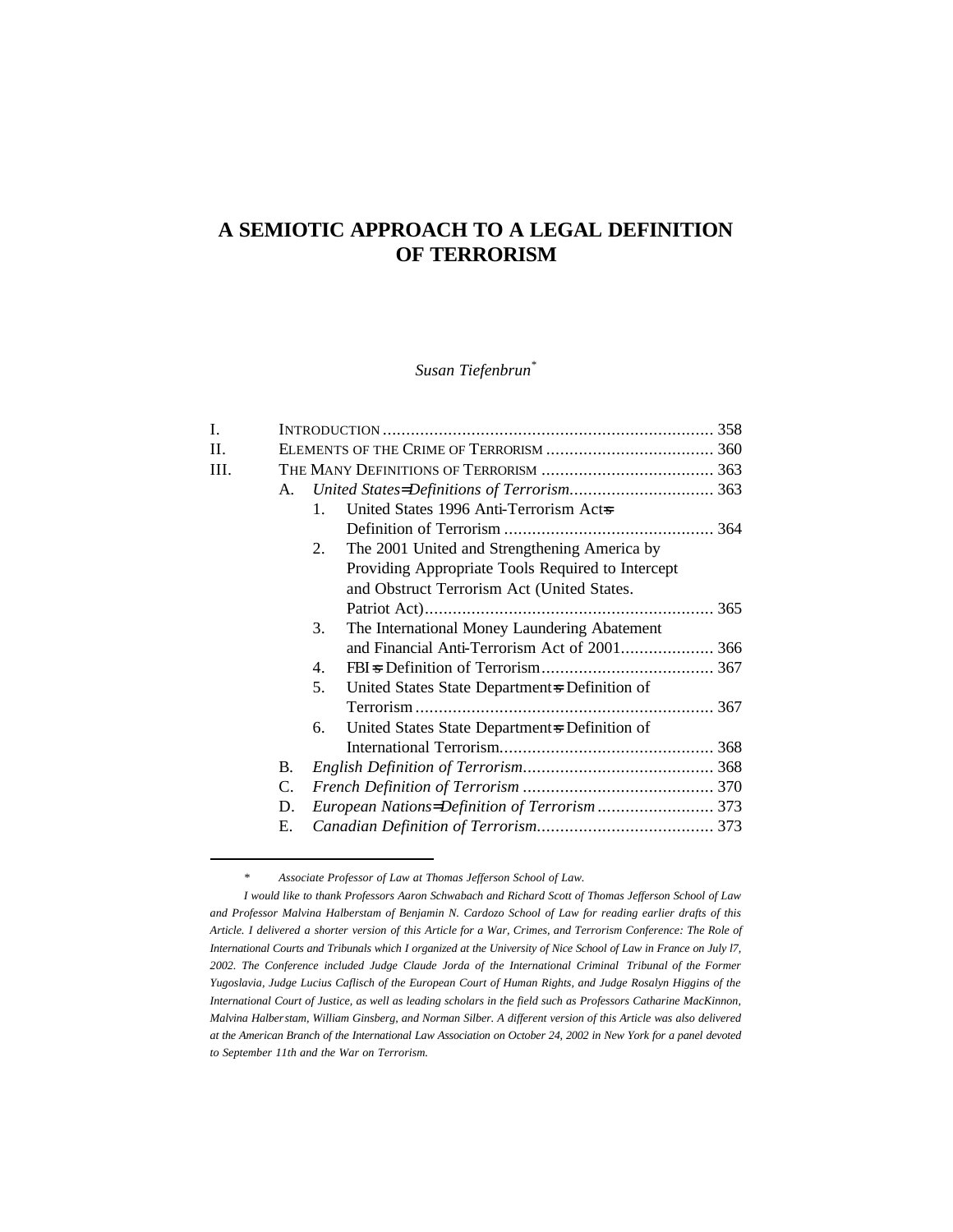# A SEMIOTIC APPROACH TO A LEGAL DEFINITION OF TERRORISM

*Susan Tiefenbrun*[*]

I. INTRODUCTION ........................................................................ 358

II. ELEMENTS OF THE CRIME OF TERRORISM ..................................... 360

III. THE MANY DEFINITIONS OF TERRORISM ...................................... 363

  A. *United States= Definitions of Terrorism*............................... 363

    1. United States 1996 Anti-Terrorism Act=s Definition of Terrorism ............................................. 364

    2. The 2001 United and Strengthening America by Providing Appropriate Tools Required to Intercept and Obstruct Terrorism Act (United States. Patriot Act)............................................................. 365

    3. The International Money Laundering Abatement and Financial Anti-Terrorism Act of 2001.................... 366

    4. FBI=s Definition of Terrorism..................................... 367

    5. United States State Department=s Definition of Terrorism ............................................................... 367

    6. United States State Department=s Definition of International Terrorism.............................................. 368

  B. *English Definition of Terrorism*......................................... 368

  C. *French Definition of Terrorism* ......................................... 370

  D. *European Nations= Definition of Terrorism* ......................... 373

  E. *Canadian Definition of Terrorism*...................................... 373

---

\* *Associate Professor of Law at Thomas Jefferson School of Law.*

*I would like to thank Professors Aaron Schwabach and Richard Scott of Thomas Jefferson School of Law and Professor Malvina Halberstam of Benjamin N. Cardozo School of Law for reading earlier drafts of this Article. I delivered a shorter version of this Article for a War, Crimes, and Terrorism Conference: The Role of International Courts and Tribunals which I organized at the University of Nice School of Law in France on July l7, 2002. The Conference included Judge Claude Jorda of the International Criminal Tribunal of the Former Yugoslavia, Judge Lucius Caflisch of the European Court of Human Rights, and Judge Rosalyn Higgins of the International Court of Justice, as well as leading scholars in the field such as Professors Catharine MacKinnon, Malvina Halberstam, William Ginsberg, and Norman Silber. A different version of this Article was also delivered at the American Branch of the International Law Association on October 24, 2002 in New York for a panel devoted to September 11th and the War on Terrorism.*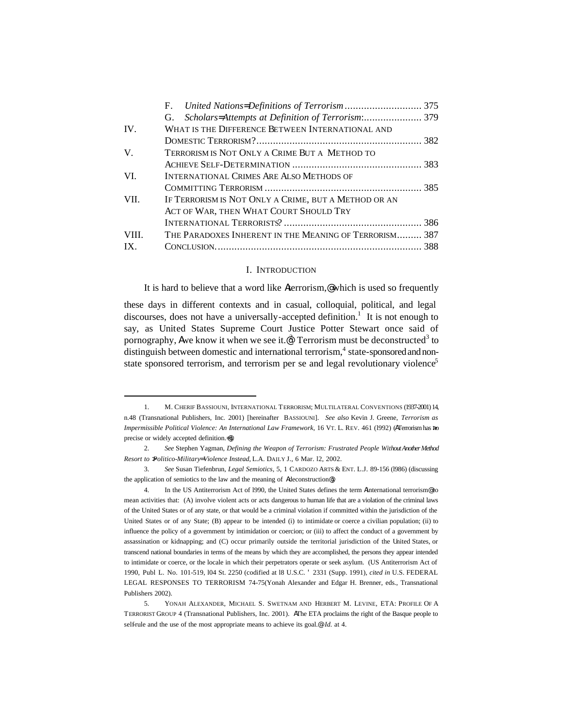| | | |
|---|---|---|
| | F. *United Nations=Definitions of Terrorism* | 375 |
| | G. *Scholars=Attempts at Definition of Terrorism:* | 379 |
| IV. | WHAT IS THE DIFFERENCE BETWEEN INTERNATIONAL AND DOMESTIC TERRORISM? | 382 |
| V. | TERRORISM IS NOT ONLY A CRIME BUT A METHOD TO ACHIEVE SELF-DETERMINATION | 383 |
| VI. | INTERNATIONAL CRIMES ARE ALSO METHODS OF COMMITTING TERRORISM | 385 |
| VII. | IF TERRORISM IS NOT ONLY A CRIME, BUT A METHOD OR AN ACT OF WAR, THEN WHAT COURT SHOULD TRY INTERNATIONAL TERRORISTS? | 386 |
| VIII. | THE PARADOXES INHERENT IN THE MEANING OF TERRORISM | 387 |
| IX. | CONCLUSION | 388 |

## I. INTRODUCTION

It is hard to believe that a word like Aterrorism,@ which is used so frequently these days in different contexts and in casual, colloquial, political, and legal discourses, does not have a universally-accepted definition.[1] It is not enough to say, as United States Supreme Court Justice Potter Stewart once said of pornography, Awe know it when we see it.@[2] Terrorism must be deconstructed[3] to distinguish between domestic and international terrorism,[4] state-sponsored and non-state sponsored terrorism, and terrorism per se and legal revolutionary violence[5]

---

1. M. CHERIF BASSIOUNI, INTERNATIONAL TERRORISM; MULTILATERAL CONVENTIONS (1937-2001) 14, n.48 (Transnational Publishers, Inc. 2001) [hereinafter BASSIOUNI]. *See also* Kevin J. Greene, *Terrorism as Impermissible Political Violence: An International Law Framework*, 16 VT. L. REV. 461 (l992) (ATerrorism has >no precise or widely accepted definition.=@).

2. *See* Stephen Yagman, *Defining the Weapon of Terrorism: Frustrated People Without Another Method Resort to >Politico-Military= Violence Instead*, L.A. DAILY J., 6 Mar. l2, 2002.

3. *See* Susan Tiefenbrun, *Legal Semiotics*, 5, 1 CARDOZO ARTS & ENT. L.J. 89-156 (l986) (discussing the application of semiotics to the law and the meaning of Adeconstruction@).

4. In the US Antiterrorism Act of l990, the United States defines the term Ainternational terrorism@ to mean activities that: (A) involve violent acts or acts dangerous to human life that are a violation of the criminal laws of the United States or of any state, or that would be a criminal violation if committed within the jurisdiction of the United States or of any State; (B) appear to be intended (i) to intimidate or coerce a civilian population; (ii) to influence the policy of a government by intimidation or coercion; or (iii) to affect the conduct of a government by assassination or kidnapping; and (C) occur primarily outside the territorial jurisdiction of the United States, or transcend national boundaries in terms of the means by which they are accomplished, the persons they appear intended to intimidate or coerce, or the locale in which their perpetrators operate or seek asylum. (US Antiterrorism Act of 1990, Publ L. No. 101-519, l04 St. 2250 (codified at l8 U.S.C. ' 2331 (Supp. 1991), *cited in* U.S. FEDERAL LEGAL RESPONSES TO TERRORISM 74-75(Yonah Alexander and Edgar H. Brenner, eds., Transnational Publishers 2002).

5. YONAH ALEXANDER, MICHAEL S. SWETNAM AND HERBERT M. LEVINE, ETA: PROFILE OF A TERRORIST GROUP 4 (Transnational Publishers, Inc. 2001). AThe ETA proclaims the right of the Basque people to self-rule and the use of the most appropriate means to achieve its goal.@ *Id.* at 4.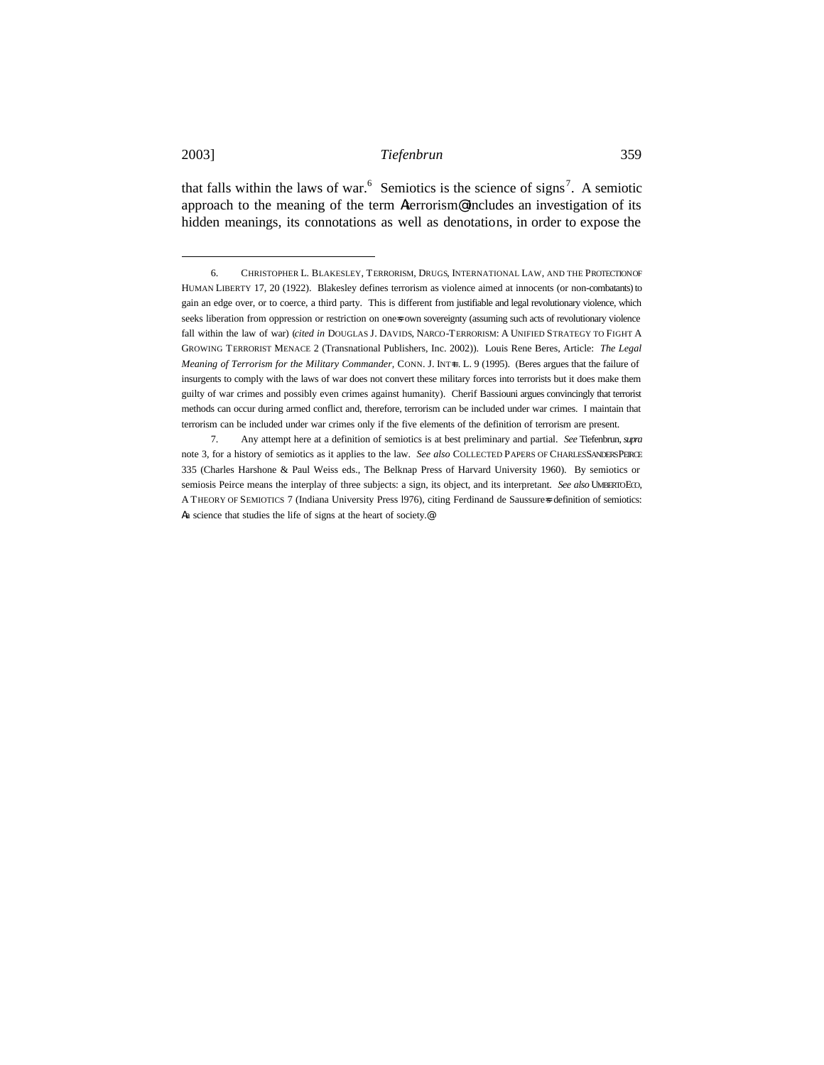that falls within the laws of war.[6] Semiotics is the science of signs[7]. A semiotic approach to the meaning of the term Aterrorism@ includes an investigation of its hidden meanings, its connotations as well as denotations, in order to expose the

---

6. CHRISTOPHER L. BLAKESLEY, TERRORISM, DRUGS, INTERNATIONAL LAW, AND THE PROTECTION OF HUMAN LIBERTY 17, 20 (1922). Blakesley defines terrorism as violence aimed at innocents (or non-combatants) to gain an edge over, or to coerce, a third party. This is different from justifiable and legal revolutionary violence, which seeks liberation from oppression or restriction on one=s own sovereignty (assuming such acts of revolutionary violence fall within the law of war) (*cited in* DOUGLAS J. DAVIDS, NARCO-TERRORISM: A UNIFIED STRATEGY TO FIGHT A GROWING TERRORIST MENACE 2 (Transnational Publishers, Inc. 2002)). Louis Rene Beres, Article: *The Legal Meaning of Terrorism for the Military Commander*, CONN. J. INT=L. L. 9 (1995). (Beres argues that the failure of insurgents to comply with the laws of war does not convert these military forces into terrorists but it does make them guilty of war crimes and possibly even crimes against humanity). Cherif Bassiouni argues convincingly that terrorist methods can occur during armed conflict and, therefore, terrorism can be included under war crimes. I maintain that terrorism can be included under war crimes only if the five elements of the definition of terrorism are present.

7. Any attempt here at a definition of semiotics is at best preliminary and partial. *See* Tiefenbrun, *supra* note 3, for a history of semiotics as it applies to the law. *See also* COLLECTED PAPERS OF CHARLES SANDERS PEIRCE 335 (Charles Harshone & Paul Weiss eds., The Belknap Press of Harvard University 1960). By semiotics or semiosis Peirce means the interplay of three subjects: a sign, its object, and its interpretant. *See also* UMBERTO ECO, A THEORY OF SEMIOTICS 7 (Indiana University Press l976), citing Ferdinand de Saussure=s definition of semiotics: Aa science that studies the life of signs at the heart of society.@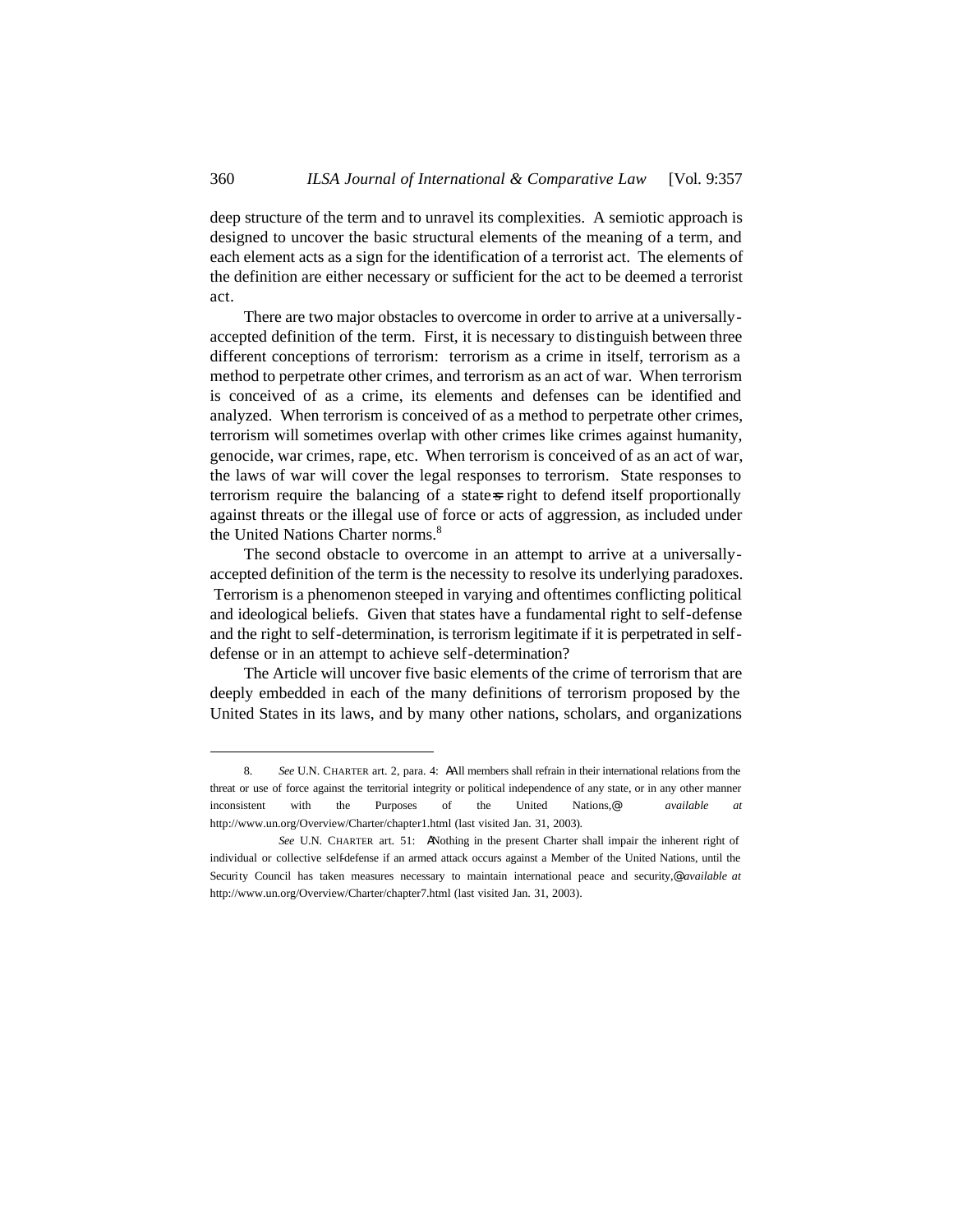deep structure of the term and to unravel its complexities. A semiotic approach is designed to uncover the basic structural elements of the meaning of a term, and each element acts as a sign for the identification of a terrorist act. The elements of the definition are either necessary or sufficient for the act to be deemed a terrorist act.

There are two major obstacles to overcome in order to arrive at a universally-accepted definition of the term. First, it is necessary to distinguish between three different conceptions of terrorism: terrorism as a crime in itself, terrorism as a method to perpetrate other crimes, and terrorism as an act of war. When terrorism is conceived of as a crime, its elements and defenses can be identified and analyzed. When terrorism is conceived of as a method to perpetrate other crimes, terrorism will sometimes overlap with other crimes like crimes against humanity, genocide, war crimes, rape, etc. When terrorism is conceived of as an act of war, the laws of war will cover the legal responses to terrorism. State responses to terrorism require the balancing of a state=s right to defend itself proportionally against threats or the illegal use of force or acts of aggression, as included under the United Nations Charter norms.[8]

The second obstacle to overcome in an attempt to arrive at a universally-accepted definition of the term is the necessity to resolve its underlying paradoxes. Terrorism is a phenomenon steeped in varying and oftentimes conflicting political and ideological beliefs. Given that states have a fundamental right to self-defense and the right to self-determination, is terrorism legitimate if it is perpetrated in self-defense or in an attempt to achieve self-determination?

The Article will uncover five basic elements of the crime of terrorism that are deeply embedded in each of the many definitions of terrorism proposed by the United States in its laws, and by many other nations, scholars, and organizations

---

8. *See* U.N. CHARTER art. 2, para. 4: AAll members shall refrain in their international relations from the threat or use of force against the territorial integrity or political independence of any state, or in any other manner inconsistent with the Purposes of the United Nations,@ *available at* http://www.un.org/Overview/Charter/chapter1.html (last visited Jan. 31, 2003).

*See* U.N. CHARTER art. 51: ANothing in the present Charter shall impair the inherent right of individual or collective self-defense if an armed attack occurs against a Member of the United Nations, until the Security Council has taken measures necessary to maintain international peace and security,@ *available at* http://www.un.org/Overview/Charter/chapter7.html (last visited Jan. 31, 2003).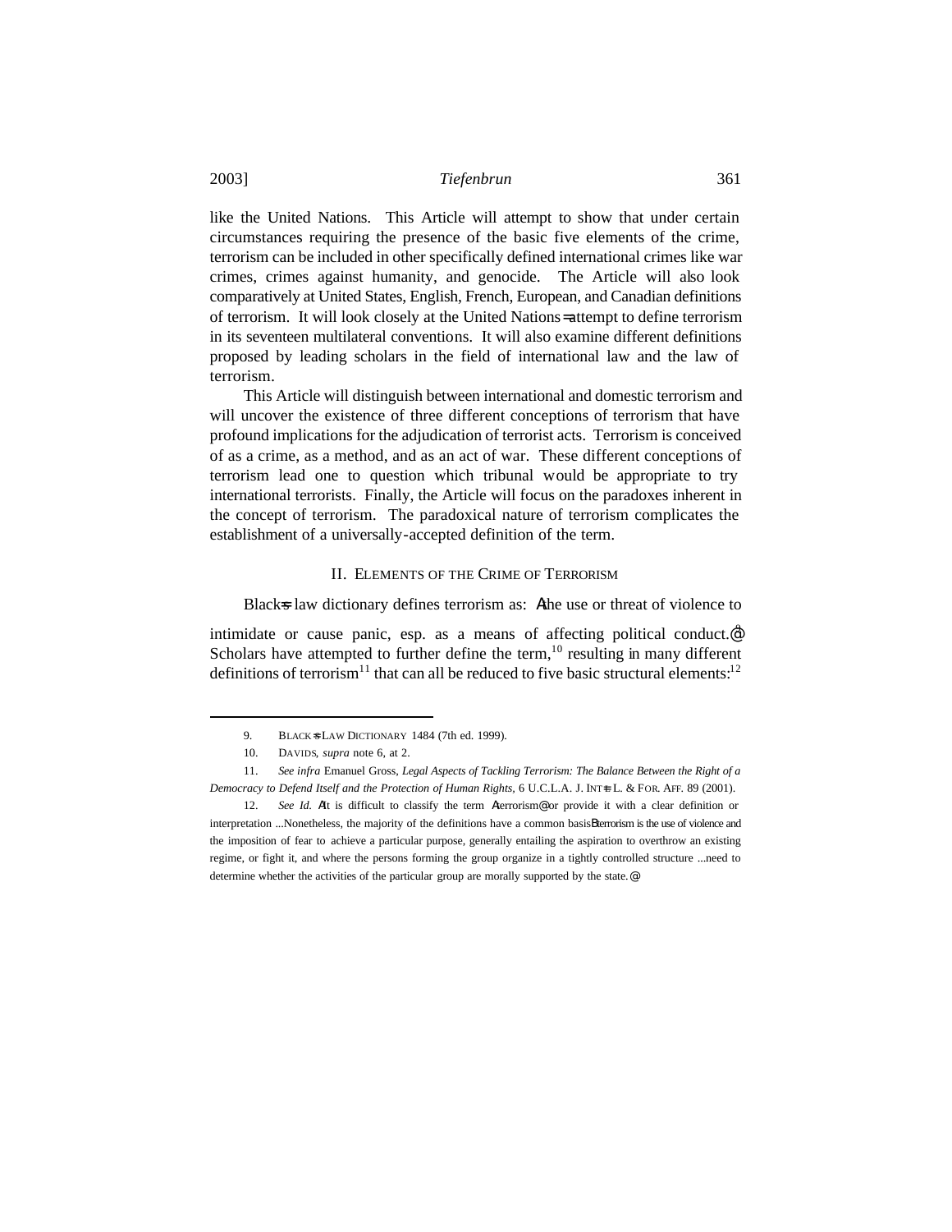like the United Nations. This Article will attempt to show that under certain circumstances requiring the presence of the basic five elements of the crime, terrorism can be included in other specifically defined international crimes like war crimes, crimes against humanity, and genocide. The Article will also look comparatively at United States, English, French, European, and Canadian definitions of terrorism. It will look closely at the United Nations=attempt to define terrorism in its seventeen multilateral conventions. It will also examine different definitions proposed by leading scholars in the field of international law and the law of terrorism.

This Article will distinguish between international and domestic terrorism and will uncover the existence of three different conceptions of terrorism that have profound implications for the adjudication of terrorist acts. Terrorism is conceived of as a crime, as a method, and as an act of war. These different conceptions of terrorism lead one to question which tribunal would be appropriate to try international terrorists. Finally, the Article will focus on the paradoxes inherent in the concept of terrorism. The paradoxical nature of terrorism complicates the establishment of a universally-accepted definition of the term.

## II. ELEMENTS OF THE CRIME OF TERRORISM

Black=s law dictionary defines terrorism as: Athe use or threat of violence to intimidate or cause panic, esp. as a means of affecting political conduct.@[9] Scholars have attempted to further define the term,[10] resulting in many different definitions of terrorism[11] that can all be reduced to five basic structural elements:[12]

---

9. BLACK=S LAW DICTIONARY 1484 (7th ed. 1999).

10. DAVIDS, *supra* note 6, at 2.

11. *See infra* Emanuel Gross, *Legal Aspects of Tackling Terrorism: The Balance Between the Right of a Democracy to Defend Itself and the Protection of Human Rights*, 6 U.C.L.A. J. INT=L L. & FOR. AFF. 89 (2001).

12. *See Id.* AIt is difficult to classify the term Aterrorism@ or provide it with a clear definition or interpretation ...Nonetheless, the majority of the definitions have a common basisBterrorism is the use of violence and the imposition of fear to achieve a particular purpose, generally entailing the aspiration to overthrow an existing regime, or fight it, and where the persons forming the group organize in a tightly controlled structure ...need to determine whether the activities of the particular group are morally supported by the state.@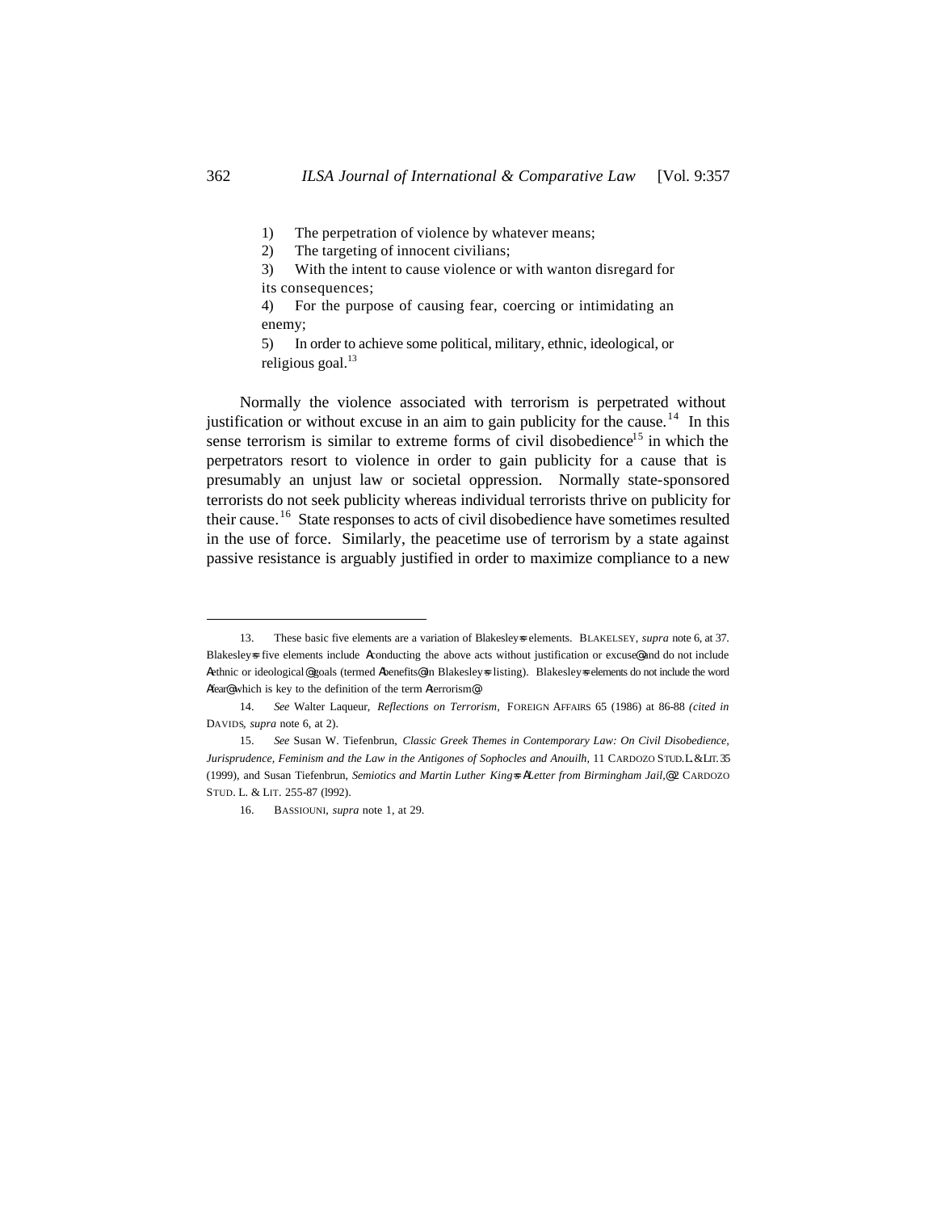1) The perpetration of violence by whatever means;
2) The targeting of innocent civilians;
3) With the intent to cause violence or with wanton disregard for its consequences;
4) For the purpose of causing fear, coercing or intimidating an enemy;
5) In order to achieve some political, military, ethnic, ideological, or religious goal.[13]

Normally the violence associated with terrorism is perpetrated without justification or without excuse in an aim to gain publicity for the cause.[14] In this sense terrorism is similar to extreme forms of civil disobedience[15] in which the perpetrators resort to violence in order to gain publicity for a cause that is presumably an unjust law or societal oppression. Normally state-sponsored terrorists do not seek publicity whereas individual terrorists thrive on publicity for their cause.[16] State responses to acts of civil disobedience have sometimes resulted in the use of force. Similarly, the peacetime use of terrorism by a state against passive resistance is arguably justified in order to maximize compliance to a new

---

13. These basic five elements are a variation of Blakesley=s elements. BLAKELSEY, *supra* note 6, at 37. Blakesley=s five elements include Aconducting the above acts without justification or excuse@ and do not include Aethnic or ideological@ goals (termed Abenefits@ in Blakesley=s listing). Blakesley=s elements do not include the word Afear@ which is key to the definition of the term Aterrorism.@

14. *See* Walter Laqueur, *Reflections on Terrorism*, FOREIGN AFFAIRS 65 (1986) at 86-88 *(cited in* DAVIDS, *supra* note 6, at 2).

15. *See* Susan W. Tiefenbrun, *Classic Greek Themes in Contemporary Law: On Civil Disobedience, Jurisprudence, Feminism and the Law in the Antigones of Sophocles and Anouilh*, 11 CARDOZO STUD. L. & LIT. 35 (1999), and Susan Tiefenbrun, *Semiotics and Martin Luther King=s ALetter from Birmingham Jail,@* 2 CARDOZO STUD. L. & LIT. 255-87 (l992).

16. BASSIOUNI, *supra* note 1, at 29.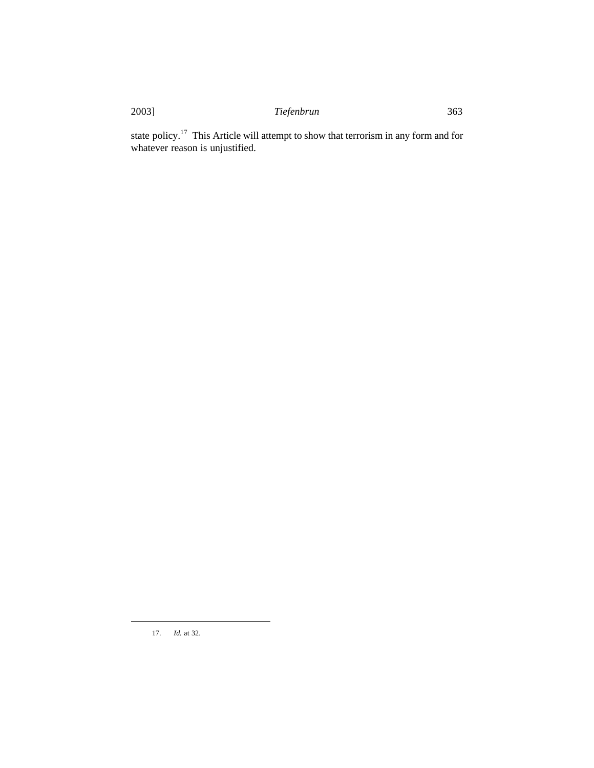state policy.[17] This Article will attempt to show that terrorism in any form and for whatever reason is unjustified.

---

17. *Id.* at 32.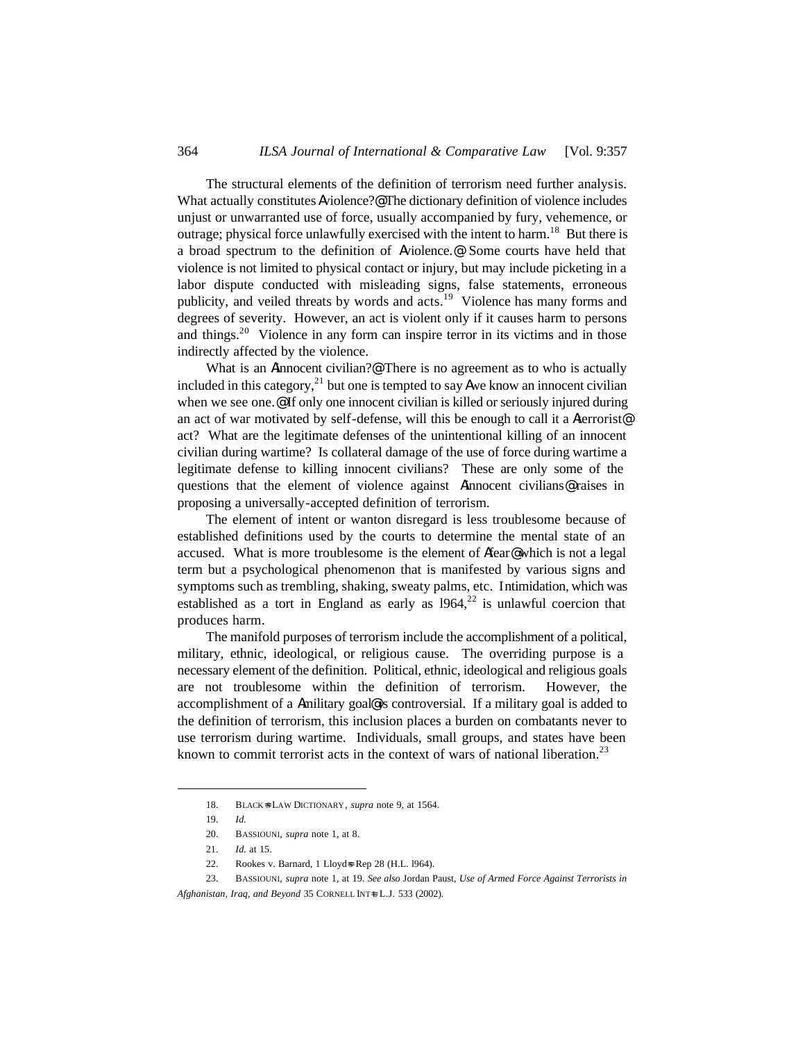The structural elements of the definition of terrorism need further analysis. What actually constitutes Aviolence?@ The dictionary definition of violence includes unjust or unwarranted use of force, usually accompanied by fury, vehemence, or outrage; physical force unlawfully exercised with the intent to harm.[18] But there is a broad spectrum to the definition of Aviolence.@ Some courts have held that violence is not limited to physical contact or injury, but may include picketing in a labor dispute conducted with misleading signs, false statements, erroneous publicity, and veiled threats by words and acts.[19] Violence has many forms and degrees of severity. However, an act is violent only if it causes harm to persons and things.[20] Violence in any form can inspire terror in its victims and in those indirectly affected by the violence.

What is an Ainnocent civilian?@ There is no agreement as to who is actually included in this category,[21] but one is tempted to say Awe know an innocent civilian when we see one.@ If only one innocent civilian is killed or seriously injured during an act of war motivated by self-defense, will this be enough to call it a Aterrorist@ act? What are the legitimate defenses of the unintentional killing of an innocent civilian during wartime? Is collateral damage of the use of force during wartime a legitimate defense to killing innocent civilians? These are only some of the questions that the element of violence against Ainnocent civilians@ raises in proposing a universally-accepted definition of terrorism.

The element of intent or wanton disregard is less troublesome because of established definitions used by the courts to determine the mental state of an accused. What is more troublesome is the element of Afear@ which is not a legal term but a psychological phenomenon that is manifested by various signs and symptoms such as trembling, shaking, sweaty palms, etc. Intimidation, which was established as a tort in England as early as l964,[22] is unlawful coercion that produces harm.

The manifold purposes of terrorism include the accomplishment of a political, military, ethnic, ideological, or religious cause. The overriding purpose is a necessary element of the definition. Political, ethnic, ideological and religious goals are not troublesome within the definition of terrorism. However, the accomplishment of a Amilitary goal@ is controversial. If a military goal is added to the definition of terrorism, this inclusion places a burden on combatants never to use terrorism during wartime. Individuals, small groups, and states have been known to commit terrorist acts in the context of wars of national liberation.[23]

---

18. BLACK=S LAW DICTIONARY, *supra* note 9, at 1564.

19. *Id.*

20. BASSIOUNI, *supra* note 1, at 8.

21. *Id.* at 15.

22. Rookes v. Barnard, 1 Lloyd=s Rep 28 (H.L. l964).

23. BASSIOUNI, *supra* note 1, at 19. *See also* Jordan Paust, *Use of Armed Force Against Terrorists in Afghanistan, Iraq, and Beyond* 35 CORNELL INT=L L.J. 533 (2002).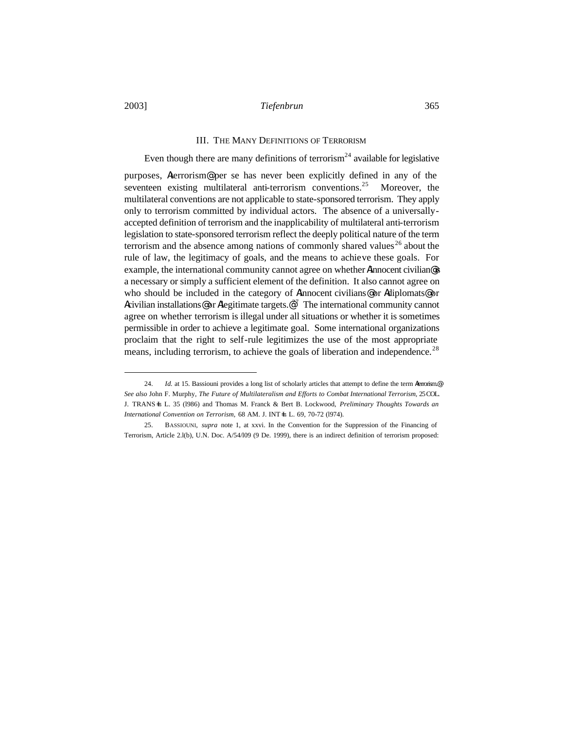## III. The Many Definitions of Terrorism

Even though there are many definitions of terrorism[24] available for legislative purposes, Aterrorism@ per se has never been explicitly defined in any of the seventeen existing multilateral anti-terrorism conventions.[25] Moreover, the multilateral conventions are not applicable to state-sponsored terrorism. They apply only to terrorism committed by individual actors. The absence of a universally-accepted definition of terrorism and the inapplicability of multilateral anti-terrorism legislation to state-sponsored terrorism reflect the deeply political nature of the term terrorism and the absence among nations of commonly shared values[26] about the rule of law, the legitimacy of goals, and the means to achieve these goals. For example, the international community cannot agree on whether Ainnocent civilian@ is a necessary or simply a sufficient element of the definition. It also cannot agree on who should be included in the category of Ainnocent civilians@ or Adiplomats@ or Acivilian installations@ or Alegitimate targets.@[27] The international community cannot agree on whether terrorism is illegal under all situations or whether it is sometimes permissible in order to achieve a legitimate goal. Some international organizations proclaim that the right to self-rule legitimizes the use of the most appropriate means, including terrorism, to achieve the goals of liberation and independence.[28]

---

24. *Id.* at 15. Bassiouni provides a long list of scholarly articles that attempt to define the term Aterrorism.@ *See also* John F. Murphy, *The Future of Multilateralism and Efforts to Combat International Terrorism,* 25 COL. J. TRANS=L. L. 35 (l986) and Thomas M. Franck & Bert B. Lockwood, *Preliminary Thoughts Towards an International Convention on Terrorism,* 68 AM. J. INT=L. L. 69, 70-72 (l974).

25. BASSIOUNI, *supra* note 1, at xxvi. In the Convention for the Suppression of the Financing of Terrorism, Article 2.l(b), U.N. Doc. A/54/l09 (9 De. 1999), there is an indirect definition of terrorism proposed: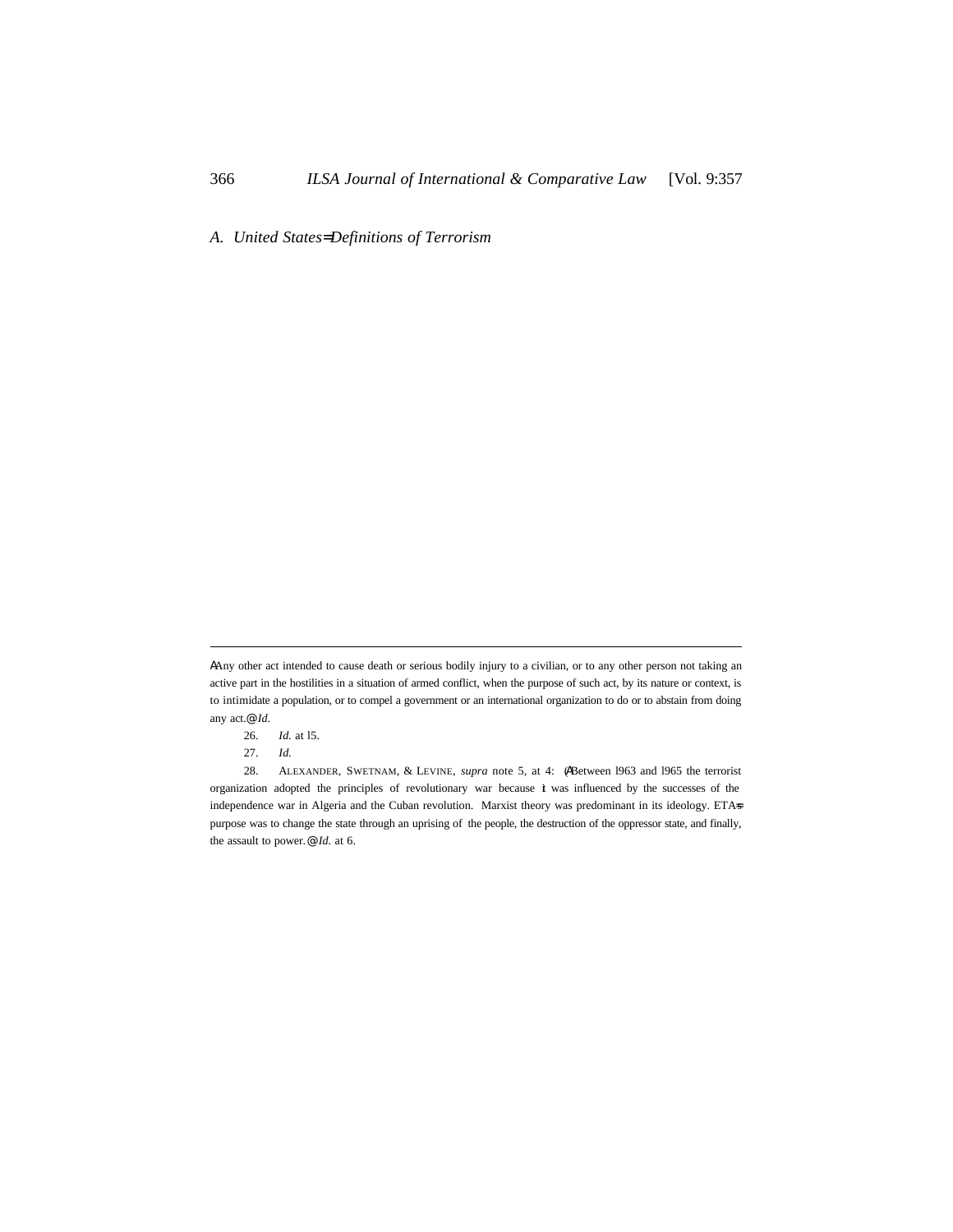*A. United States= Definitions of Terrorism*

---

AAny other act intended to cause death or serious bodily injury to a civilian, or to any other person not taking an active part in the hostilities in a situation of armed conflict, when the purpose of such act, by its nature or context, is to intimidate a population, or to compel a government or an international organization to do or to abstain from doing any act.@ *Id.*

26. *Id.* at l5.

27. *Id.*

28. ALEXANDER, SWETNAM, & LEVINE, *supra* note 5, at 4: (ABetween l963 and l965 the terrorist organization adopted the principles of revolutionary war because it was influenced by the successes of the independence war in Algeria and the Cuban revolution. Marxist theory was predominant in its ideology. ETA= s purpose was to change the state through an uprising of the people, the destruction of the oppressor state, and finally, the assault to power.@ *Id.* at 6.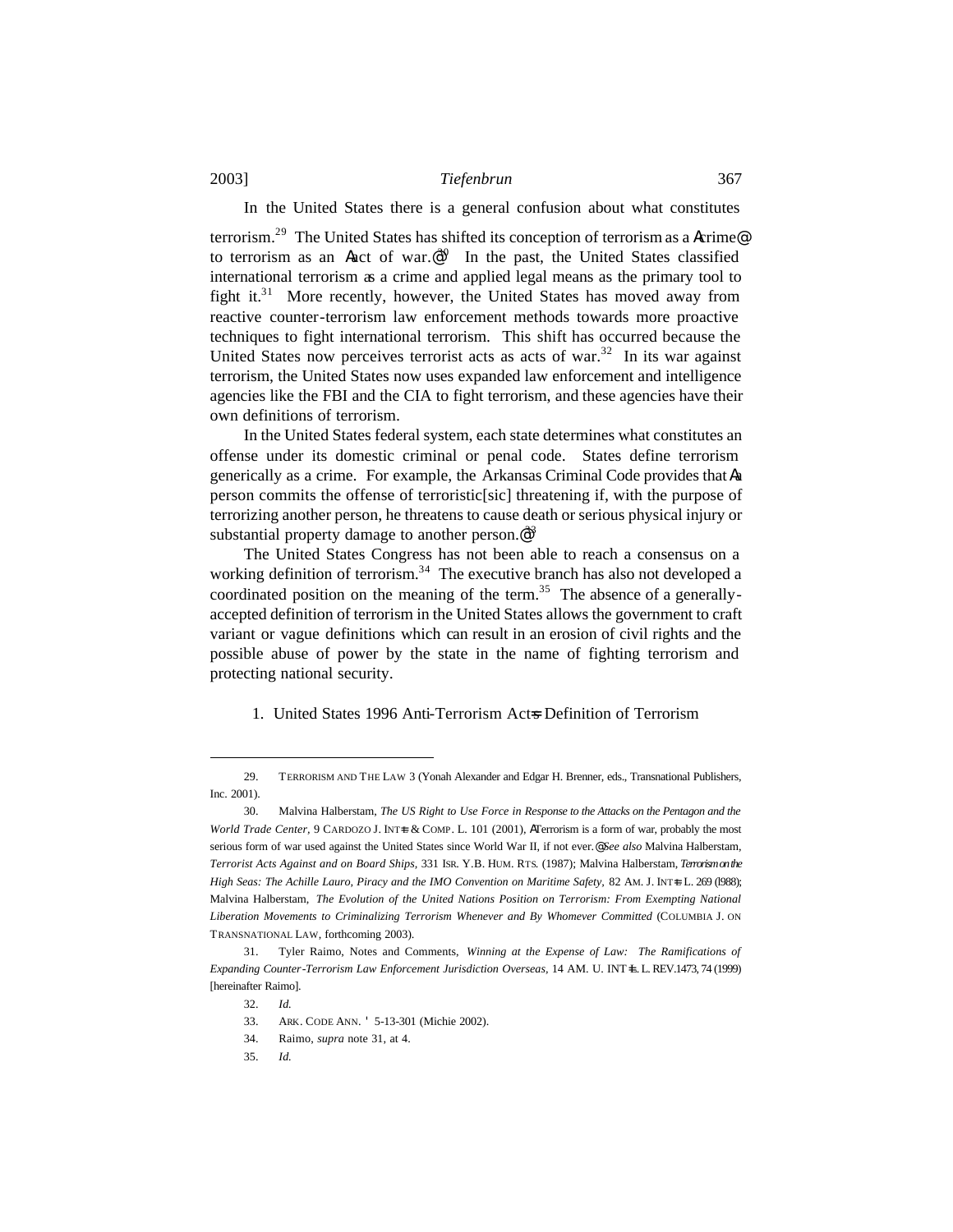In the United States there is a general confusion about what constitutes terrorism.[29] The United States has shifted its conception of terrorism as a "crime" to terrorism as an "act of war."[30] In the past, the United States classified international terrorism as a crime and applied legal means as the primary tool to fight it.[31] More recently, however, the United States has moved away from reactive counter-terrorism law enforcement methods towards more proactive techniques to fight international terrorism. This shift has occurred because the United States now perceives terrorist acts as acts of war.[32] In its war against terrorism, the United States now uses expanded law enforcement and intelligence agencies like the FBI and the CIA to fight terrorism, and these agencies have their own definitions of terrorism.

In the United States federal system, each state determines what constitutes an offense under its domestic criminal or penal code. States define terrorism generically as a crime. For example, the Arkansas Criminal Code provides that "a person commits the offense of terroristic[sic] threatening if, with the purpose of terrorizing another person, he threatens to cause death or serious physical injury or substantial property damage to another person."[33]

The United States Congress has not been able to reach a consensus on a working definition of terrorism.[34] The executive branch has also not developed a coordinated position on the meaning of the term.[35] The absence of a generally-accepted definition of terrorism in the United States allows the government to craft variant or vague definitions which can result in an erosion of civil rights and the possible abuse of power by the state in the name of fighting terrorism and protecting national security.

1. United States 1996 Anti-Terrorism Act's Definition of Terrorism

---

29. TERRORISM AND THE LAW 3 (Yonah Alexander and Edgar H. Brenner, eds., Transnational Publishers, Inc. 2001).

30. Malvina Halberstam, *The US Right to Use Force in Response to the Attacks on the Pentagon and the World Trade Center*, 9 CARDOZO J. INT'L & COMP. L. 101 (2001), "Terrorism is a form of war, probably the most serious form of war used against the United States since World War II, if not ever." *See also* Malvina Halberstam, *Terrorist Acts Against and on Board Ships*, 331 ISR. Y.B. HUM. RTS. (1987); Malvina Halberstam, *Terrorism on the High Seas: The Achille Lauro, Piracy and the IMO Convention on Maritime Safety*, 82 AM. J. INT'L L. 269 (1988); Malvina Halberstam, *The Evolution of the United Nations Position on Terrorism: From Exempting National Liberation Movements to Criminalizing Terrorism Whenever and By Whomever Committed* (COLUMBIA J. ON TRANSNATIONAL LAW, forthcoming 2003).

31. Tyler Raimo, Notes and Comments, *Winning at the Expense of Law: The Ramifications of Expanding Counter-Terrorism Law Enforcement Jurisdiction Overseas*, 14 AM. U. INT'L L. REV.1473, 74 (1999) [hereinafter Raimo].

32. *Id.*

33. ARK. CODE ANN. § 5-13-301 (Michie 2002).

34. Raimo, *supra* note 31, at 4.

35. *Id.*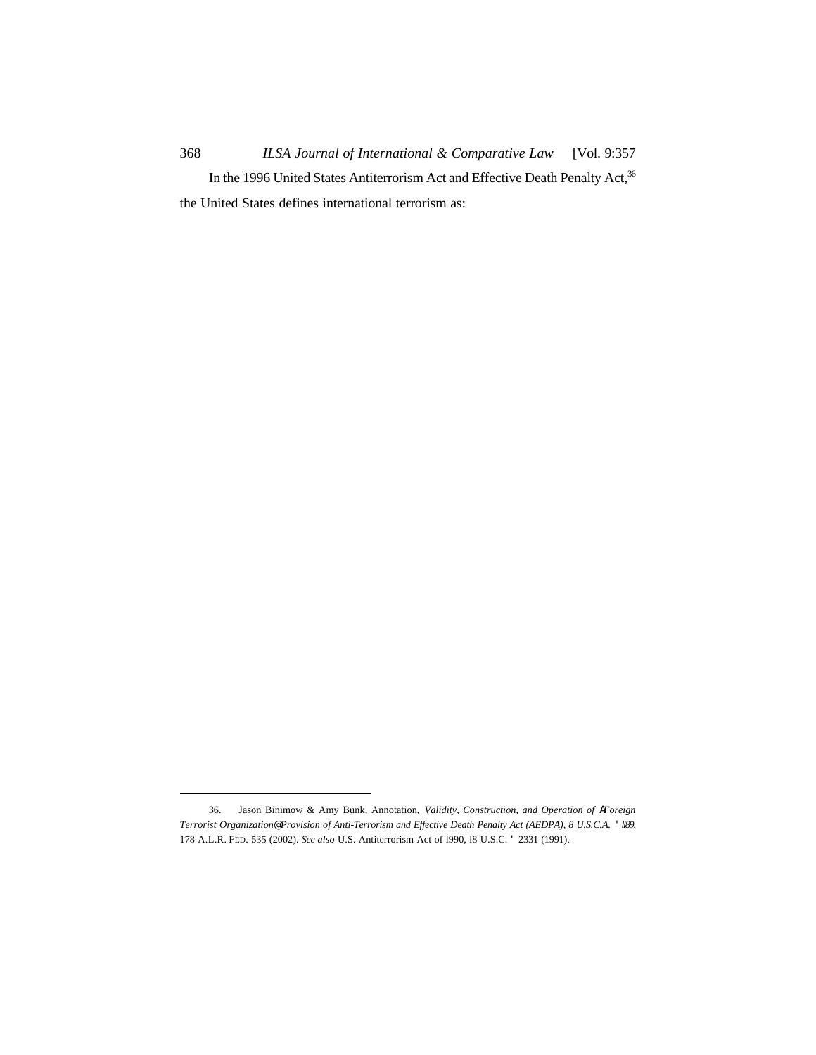In the 1996 United States Antiterrorism Act and Effective Death Penalty Act,[36] the United States defines international terrorism as:

---

36. Jason Binimow & Amy Bunk, Annotation, *Validity, Construction, and Operation of ΑForeign Terrorist Organization@ Provision of Anti-Terrorism and Effective Death Penalty Act (AEDPA), 8 U.S.C.A. ' ll89*, 178 A.L.R. FED. 535 (2002). *See also* U.S. Antiterrorism Act of l990, l8 U.S.C. ' 2331 (1991).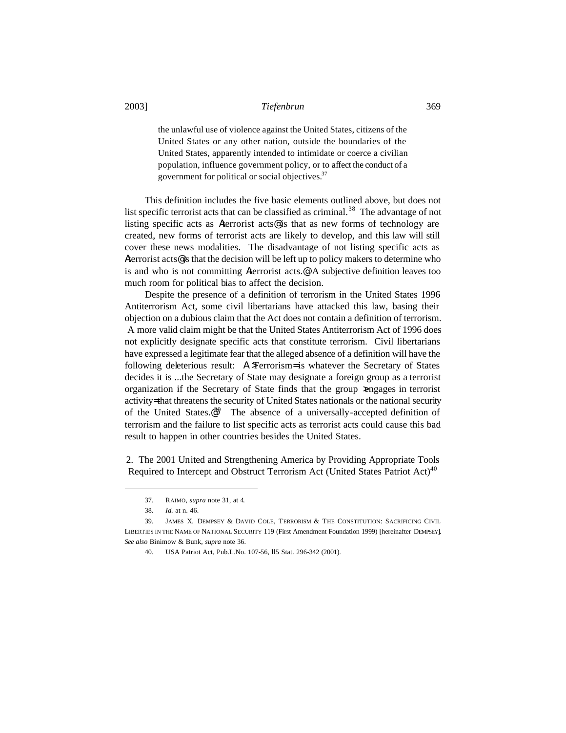> the unlawful use of violence against the United States, citizens of the United States or any other nation, outside the boundaries of the United States, apparently intended to intimidate or coerce a civilian population, influence government policy, or to affect the conduct of a government for political or social objectives.[37]

This definition includes the five basic elements outlined above, but does not list specific terrorist acts that can be classified as criminal.[38] The advantage of not listing specific acts as Aterrorist acts@ is that as new forms of technology are created, new forms of terrorist acts are likely to develop, and this law will still cover these news modalities. The disadvantage of not listing specific acts as Aterrorist acts@ is that the decision will be left up to policy makers to determine who is and who is not committing Aterrorist acts.@ A subjective definition leaves too much room for political bias to affect the decision.

Despite the presence of a definition of terrorism in the United States 1996 Antiterrorism Act, some civil libertarians have attacked this law, basing their objection on a dubious claim that the Act does not contain a definition of terrorism. A more valid claim might be that the United States Antiterrorism Act of 1996 does not explicitly designate specific acts that constitute terrorism. Civil libertarians have expressed a legitimate fear that the alleged absence of a definition will have the following deleterious result: A >Terrorism= is whatever the Secretary of States decides it is ...the Secretary of State may designate a foreign group as a terrorist organization if the Secretary of State finds that the group >engages in terrorist activity= that threatens the security of United States nationals or the national security of the United States.@[39] The absence of a universally-accepted definition of terrorism and the failure to list specific acts as terrorist acts could cause this bad result to happen in other countries besides the United States.

2. The 2001 United and Strengthening America by Providing Appropriate Tools Required to Intercept and Obstruct Terrorism Act (United States Patriot Act)[40]

---

37. RAIMO, *supra* note 31, at 4.

38. *Id.* at n. 46.

39. JAMES X. DEMPSEY & DAVID COLE, TERRORISM & THE CONSTITUTION: SACRIFICING CIVIL LIBERTIES IN THE NAME OF NATIONAL SECURITY 119 (First Amendment Foundation 1999) [hereinafter DEMPSEY]. *See also* Binimow & Bunk, *supra* note 36.

40. USA Patriot Act, Pub.L.No. 107-56, ll5 Stat. 296-342 (2001).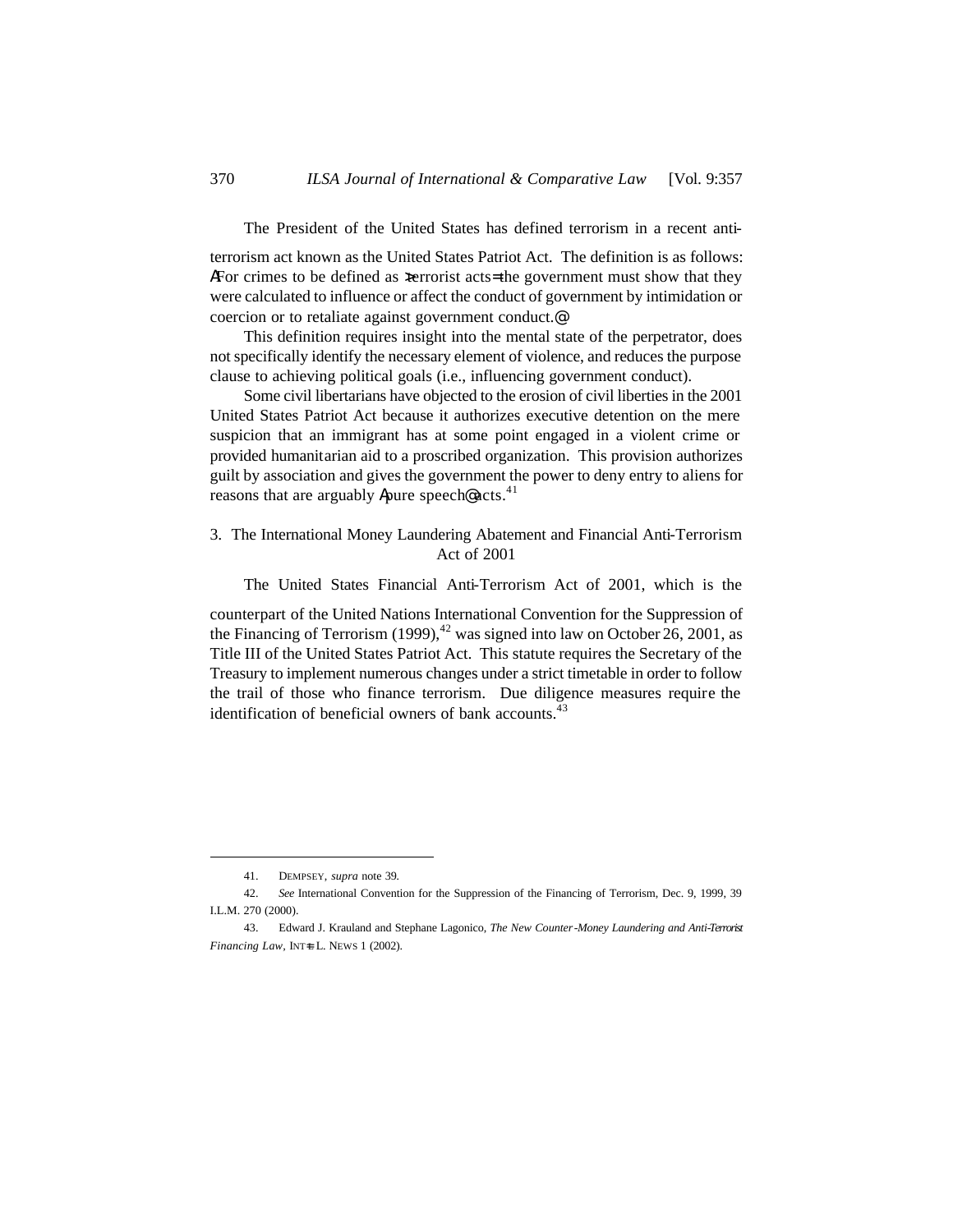The President of the United States has defined terrorism in a recent anti-terrorism act known as the United States Patriot Act. The definition is as follows: AFor crimes to be defined as >terrorist acts= the government must show that they were calculated to influence or affect the conduct of government by intimidation or coercion or to retaliate against government conduct.@

This definition requires insight into the mental state of the perpetrator, does not specifically identify the necessary element of violence, and reduces the purpose clause to achieving political goals (i.e., influencing government conduct).

Some civil libertarians have objected to the erosion of civil liberties in the 2001 United States Patriot Act because it authorizes executive detention on the mere suspicion that an immigrant has at some point engaged in a violent crime or provided humanitarian aid to a proscribed organization. This provision authorizes guilt by association and gives the government the power to deny entry to aliens for reasons that are arguably Apure speech@ acts.[41]

### 3. The International Money Laundering Abatement and Financial Anti-Terrorism Act of 2001

The United States Financial Anti-Terrorism Act of 2001, which is the counterpart of the United Nations International Convention for the Suppression of the Financing of Terrorism (1999),[42] was signed into law on October 26, 2001, as Title III of the United States Patriot Act. This statute requires the Secretary of the Treasury to implement numerous changes under a strict timetable in order to follow the trail of those who finance terrorism. Due diligence measures require the identification of beneficial owners of bank accounts.[43]

---

41. DEMPSEY, *supra* note 39.

42. *See* International Convention for the Suppression of the Financing of Terrorism, Dec. 9, 1999, 39 I.L.M. 270 (2000).

43. Edward J. Krauland and Stephane Lagonico, *The New Counter-Money Laundering and Anti-Terrorist Financing Law*, INT=L L. NEWS 1 (2002).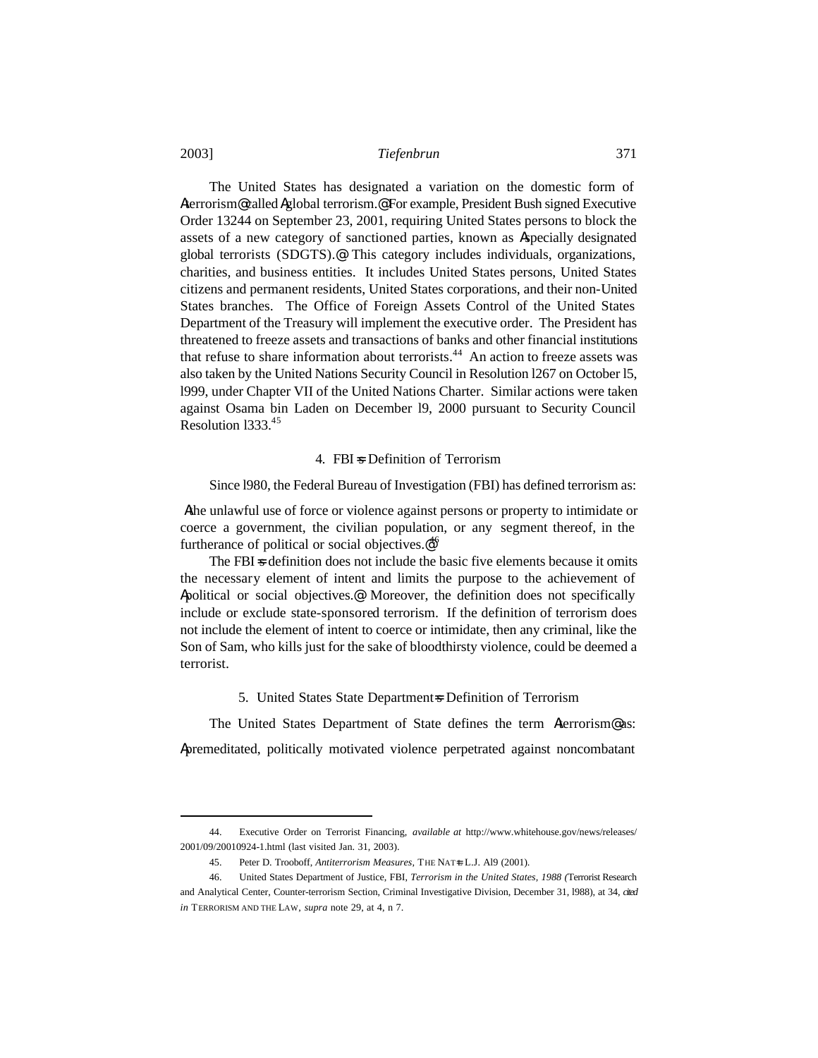The United States has designated a variation on the domestic form of Aterrorism@ called Aglobal terrorism.@ For example, President Bush signed Executive Order 13244 on September 23, 2001, requiring United States persons to block the assets of a new category of sanctioned parties, known as Aspecially designated global terrorists (SDGTS).@ This category includes individuals, organizations, charities, and business entities. It includes United States persons, United States citizens and permanent residents, United States corporations, and their non-United States branches. The Office of Foreign Assets Control of the United States Department of the Treasury will implement the executive order. The President has threatened to freeze assets and transactions of banks and other financial institutions that refuse to share information about terrorists.[44] An action to freeze assets was also taken by the United Nations Security Council in Resolution l267 on October l5, l999, under Chapter VII of the United Nations Charter. Similar actions were taken against Osama bin Laden on December l9, 2000 pursuant to Security Council Resolution l333.[45]

#### 4. FBI=s Definition of Terrorism

Since l980, the Federal Bureau of Investigation (FBI) has defined terrorism as:

Athe unlawful use of force or violence against persons or property to intimidate or coerce a government, the civilian population, or any segment thereof, in the furtherance of political or social objectives.@[46]

The FBI=s definition does not include the basic five elements because it omits the necessary element of intent and limits the purpose to the achievement of Apolitical or social objectives.@ Moreover, the definition does not specifically include or exclude state-sponsored terrorism. If the definition of terrorism does not include the element of intent to coerce or intimidate, then any criminal, like the Son of Sam, who kills just for the sake of bloodthirsty violence, could be deemed a terrorist.

#### 5. United States State Department=s Definition of Terrorism

The United States Department of State defines the term Aterrorism@ as: Apremeditated, politically motivated violence perpetrated against noncombatant

---

44. Executive Order on Terrorist Financing, *available at* http://www.whitehouse.gov/news/releases/2001/09/20010924-1.html (last visited Jan. 31, 2003).

45. Peter D. Trooboff, *Antiterrorism Measures*, THE NAT=L L.J. Al9 (2001).

46. United States Department of Justice, FBI, *Terrorism in the United States, 1988* (Terrorist Research and Analytical Center, Counter-terrorism Section, Criminal Investigative Division, December 31, l988), at 34, *cited in* TERRORISM AND THE LAW, *supra* note 29, at 4, n 7.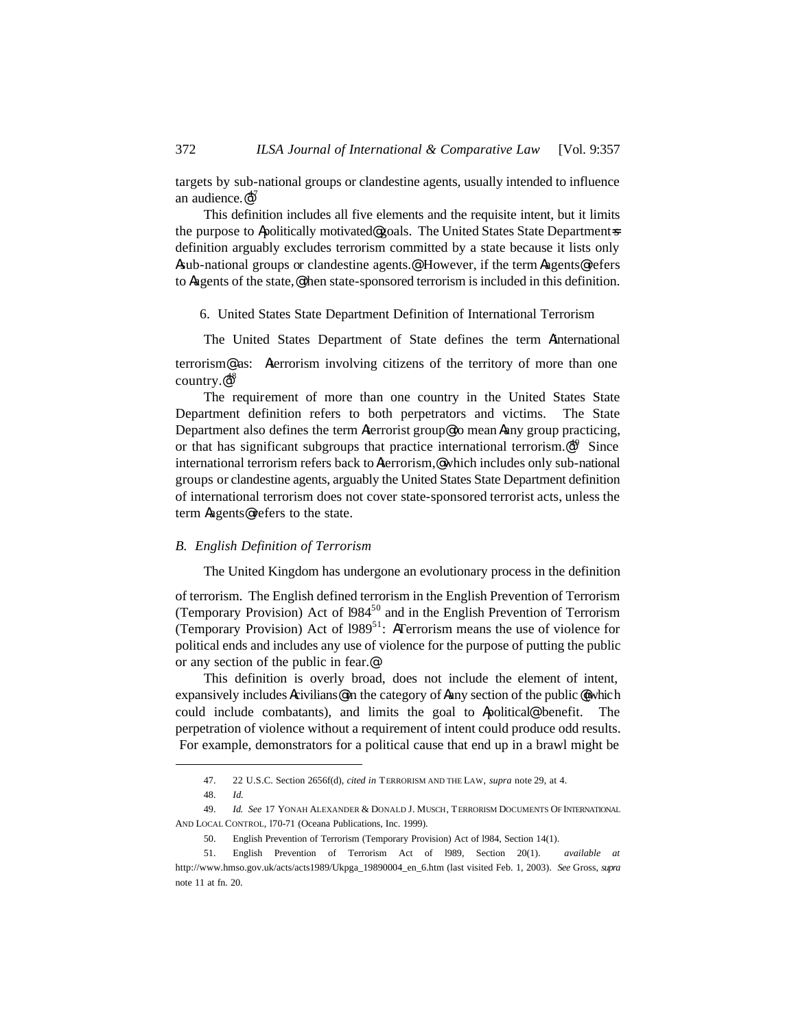targets by sub-national groups or clandestine agents, usually intended to influence an audience.@[47]

This definition includes all five elements and the requisite intent, but it limits the purpose to Apolitically motivated@ goals. The United States State Department=s definition arguably excludes terrorism committed by a state because it lists only Asub-national groups or clandestine agents.@ However, if the term Aagents@ refers to Aagents of the state,@ then state-sponsored terrorism is included in this definition.

6. United States State Department Definition of International Terrorism

The United States Department of State defines the term Ainternational terrorism@ as: Aterrorism involving citizens of the territory of more than one country.@[48]

The requirement of more than one country in the United States State Department definition refers to both perpetrators and victims. The State Department also defines the term Aterrorist group@ to mean Aany group practicing, or that has significant subgroups that practice international terrorism.@[49] Since international terrorism refers back to Aterrorism,@ which includes only sub-national groups or clandestine agents, arguably the United States State Department definition of international terrorism does not cover state-sponsored terrorist acts, unless the term Aagents@ refers to the state.

### *B. English Definition of Terrorism*

The United Kingdom has undergone an evolutionary process in the definition of terrorism. The English defined terrorism in the English Prevention of Terrorism (Temporary Provision) Act of l984[50] and in the English Prevention of Terrorism (Temporary Provision) Act of l989[51]: ATerrorism means the use of violence for political ends and includes any use of violence for the purpose of putting the public or any section of the public in fear.@

This definition is overly broad, does not include the element of intent, expansively includes Acivilians@ in the category of Aany section of the public@ (which could include combatants), and limits the goal to Apolitical@ benefit. The perpetration of violence without a requirement of intent could produce odd results. For example, demonstrators for a political cause that end up in a brawl might be

---

47. 22 U.S.C. Section 2656f(d), *cited in* TERRORISM AND THE LAW, *supra* note 29, at 4.

48. *Id.*

49. *Id. See* 17 YONAH ALEXANDER & DONALD J. MUSCH, TERRORISM DOCUMENTS OF INTERNATIONAL AND LOCAL CONTROL, l70-71 (Oceana Publications, Inc. 1999).

50. English Prevention of Terrorism (Temporary Provision) Act of l984, Section 14(1).

51. English Prevention of Terrorism Act of l989, Section 20(1). *available at* http://www.hmso.gov.uk/acts/acts1989/Ukpga_19890004_en_6.htm (last visited Feb. 1, 2003). *See* Gross, *supra* note 11 at fn. 20.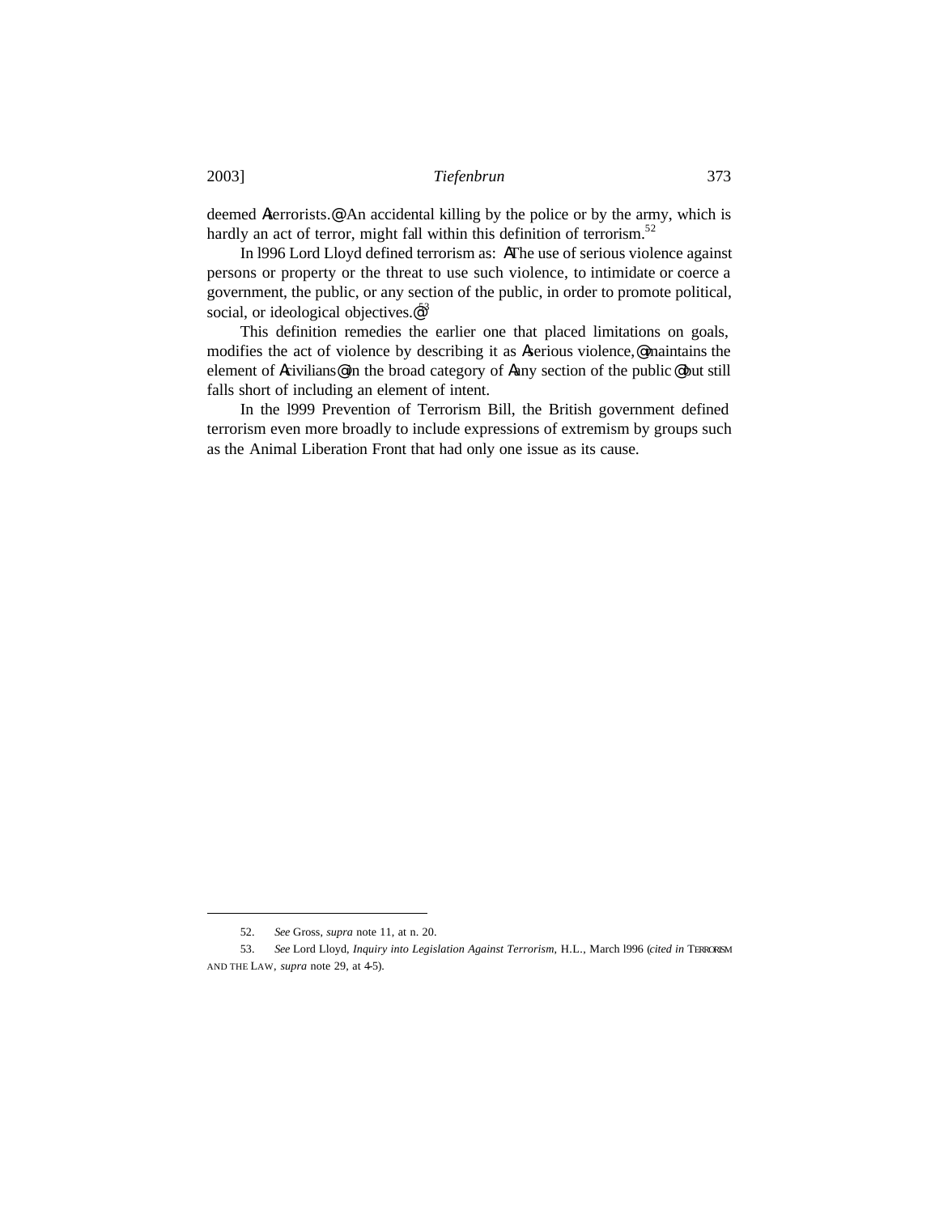deemed Aterrorists.@ An accidental killing by the police or by the army, which is hardly an act of terror, might fall within this definition of terrorism.[52]

In l996 Lord Lloyd defined terrorism as: AThe use of serious violence against persons or property or the threat to use such violence, to intimidate or coerce a government, the public, or any section of the public, in order to promote political, social, or ideological objectives.@[53]

This definition remedies the earlier one that placed limitations on goals, modifies the act of violence by describing it as Aserious violence,@ maintains the element of Acivilians@ in the broad category of Aany section of the public@ but still falls short of including an element of intent.

In the l999 Prevention of Terrorism Bill, the British government defined terrorism even more broadly to include expressions of extremism by groups such as the Animal Liberation Front that had only one issue as its cause.

---

52. *See* Gross, *supra* note 11, at n. 20.

53. *See* Lord Lloyd, *Inquiry into Legislation Against Terrorism*, H.L., March l996 (*cited in* TERRORISM AND THE LAW, *supra* note 29, at 4-5).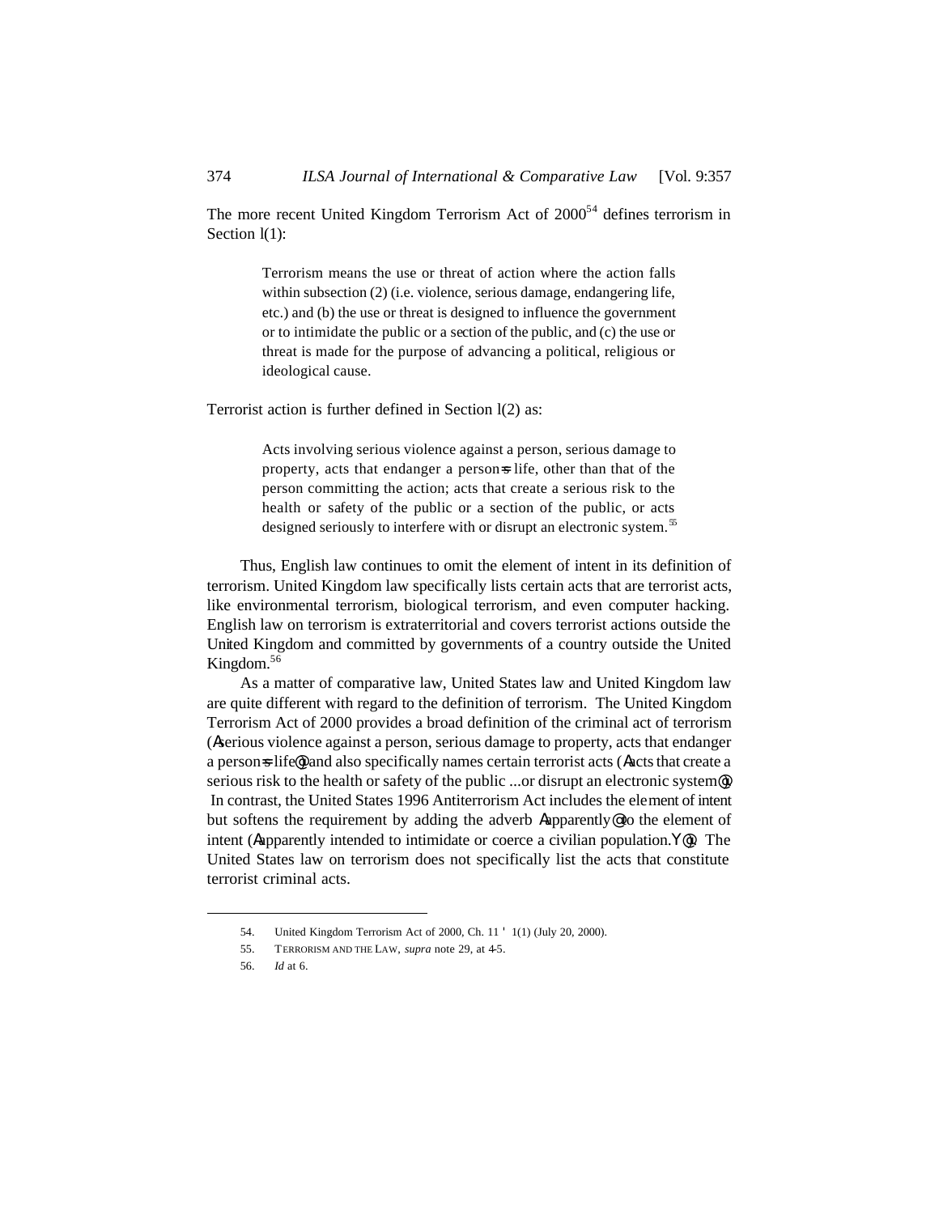The more recent United Kingdom Terrorism Act of 2000[54] defines terrorism in Section l(1):

> Terrorism means the use or threat of action where the action falls within subsection (2) (i.e. violence, serious damage, endangering life, etc.) and (b) the use or threat is designed to influence the government or to intimidate the public or a section of the public, and (c) the use or threat is made for the purpose of advancing a political, religious or ideological cause.

Terrorist action is further defined in Section l(2) as:

> Acts involving serious violence against a person, serious damage to property, acts that endanger a person=s life, other than that of the person committing the action; acts that create a serious risk to the health or safety of the public or a section of the public, or acts designed seriously to interfere with or disrupt an electronic system.[55]

Thus, English law continues to omit the element of intent in its definition of terrorism. United Kingdom law specifically lists certain acts that are terrorist acts, like environmental terrorism, biological terrorism, and even computer hacking. English law on terrorism is extraterritorial and covers terrorist actions outside the United Kingdom and committed by governments of a country outside the United Kingdom.[56]

As a matter of comparative law, United States law and United Kingdom law are quite different with regard to the definition of terrorism. The United Kingdom Terrorism Act of 2000 provides a broad definition of the criminal act of terrorism (Aserious violence against a person, serious damage to property, acts that endanger a person=s life@) and also specifically names certain terrorist acts (Aacts that create a serious risk to the health or safety of the public ...or disrupt an electronic system@). In contrast, the United States 1996 Antiterrorism Act includes the element of intent but softens the requirement by adding the adverb Aapparently@ to the element of intent (Aapparently intended to intimidate or coerce a civilian population.Y@). The United States law on terrorism does not specifically list the acts that constitute terrorist criminal acts.

---

54. United Kingdom Terrorism Act of 2000, Ch. 11 ' 1(1) (July 20, 2000).

55. TERRORISM AND THE LAW, *supra* note 29, at 4-5.

56. *Id* at 6.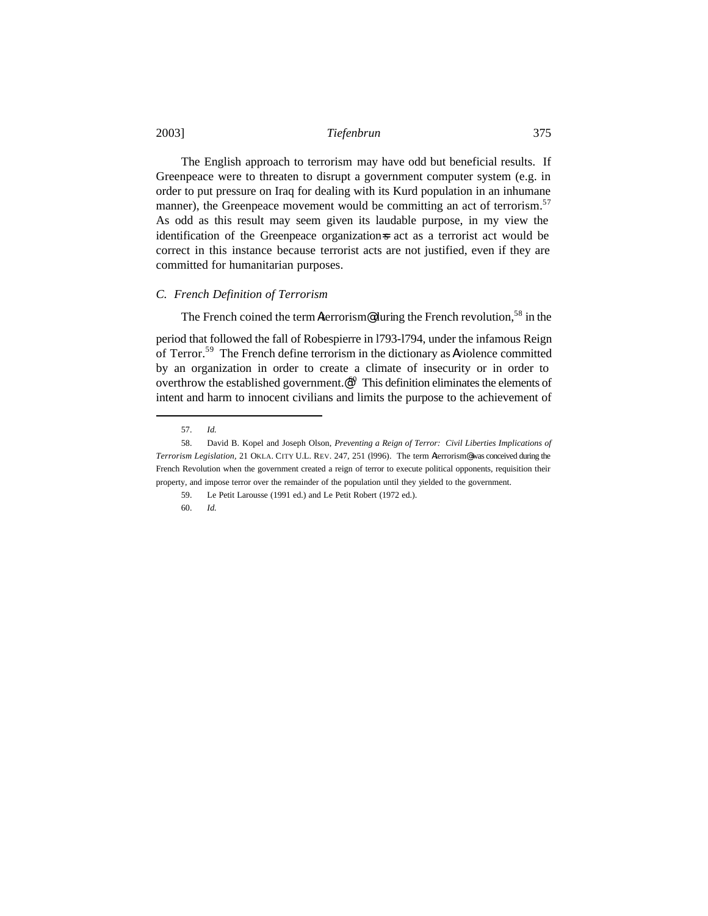The English approach to terrorism may have odd but beneficial results. If Greenpeace were to threaten to disrupt a government computer system (e.g. in order to put pressure on Iraq for dealing with its Kurd population in an inhumane manner), the Greenpeace movement would be committing an act of terrorism.[57] As odd as this result may seem given its laudable purpose, in my view the identification of the Greenpeace organization=s act as a terrorist act would be correct in this instance because terrorist acts are not justified, even if they are committed for humanitarian purposes.

### C. French Definition of Terrorism

The French coined the term Aterrorism@ during the French revolution,[58] in the period that followed the fall of Robespierre in l793-l794, under the infamous Reign of Terror.[59] The French define terrorism in the dictionary as Aviolence committed by an organization in order to create a climate of insecurity or in order to overthrow the established government.@[60] This definition eliminates the elements of intent and harm to innocent civilians and limits the purpose to the achievement of

---

57. *Id.*

58. David B. Kopel and Joseph Olson, *Preventing a Reign of Terror: Civil Liberties Implications of Terrorism Legislation*, 21 OKLA. CITY U.L. REV. 247, 251 (l996). The term Aterrorism@ was conceived during the French Revolution when the government created a reign of terror to execute political opponents, requisition their property, and impose terror over the remainder of the population until they yielded to the government.

59. Le Petit Larousse (1991 ed.) and Le Petit Robert (1972 ed.).

60. *Id.*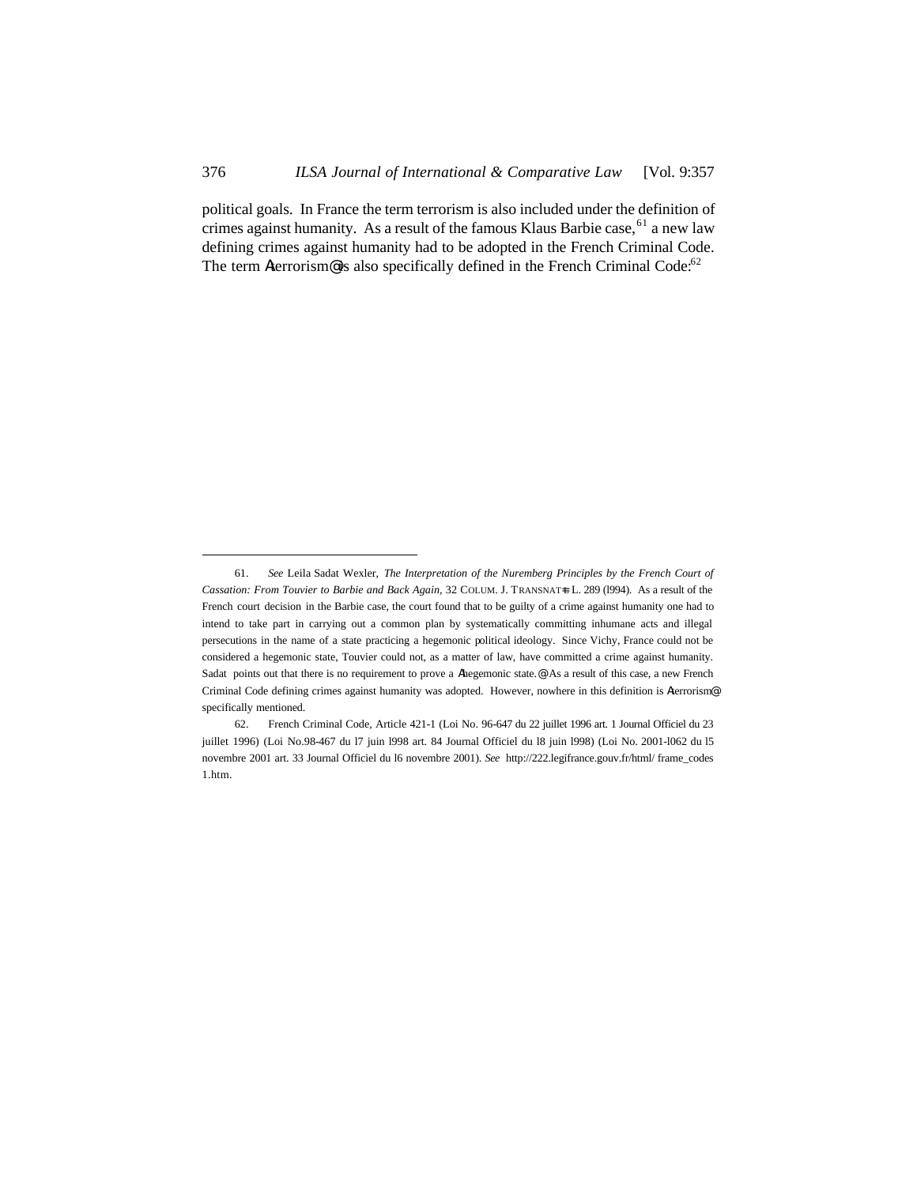political goals. In France the term terrorism is also included under the definition of crimes against humanity. As a result of the famous Klaus Barbie case,[61] a new law defining crimes against humanity had to be adopted in the French Criminal Code. The term Aterrorism@ is also specifically defined in the French Criminal Code:[62]

---

61. *See* Leila Sadat Wexler, *The Interpretation of the Nuremberg Principles by the French Court of Cassation: From Touvier to Barbie and Back Again*, 32 COLUM. J. TRANSNAT=L L. 289 (l994). As a result of the French court decision in the Barbie case, the court found that to be guilty of a crime against humanity one had to intend to take part in carrying out a common plan by systematically committing inhumane acts and illegal persecutions in the name of a state practicing a hegemonic political ideology. Since Vichy, France could not be considered a hegemonic state, Touvier could not, as a matter of law, have committed a crime against humanity. Sadat points out that there is no requirement to prove a Ahegemonic state.@ As a result of this case, a new French Criminal Code defining crimes against humanity was adopted. However, nowhere in this definition is Aterrorism@ specifically mentioned.

62. French Criminal Code, Article 421-1 (Loi No. 96-647 du 22 juillet 1996 art. 1 Journal Officiel du 23 juillet 1996) (Loi No.98-467 du l7 juin l998 art. 84 Journal Officiel du l8 juin l998) (Loi No. 2001-l062 du l5 novembre 2001 art. 33 Journal Officiel du l6 novembre 2001). *See* http://222.legifrance.gouv.fr/html/ frame_codes 1.htm.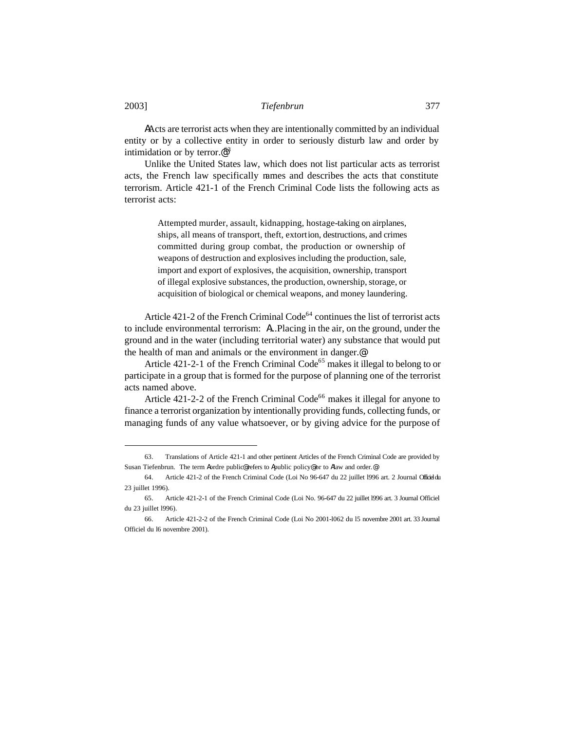"Acts are terrorist acts when they are intentionally committed by an individual entity or by a collective entity in order to seriously disturb law and order by intimidation or by terror."[63]

Unlike the United States law, which does not list particular acts as terrorist acts, the French law specifically names and describes the acts that constitute terrorism. Article 421-1 of the French Criminal Code lists the following acts as terrorist acts:

> Attempted murder, assault, kidnapping, hostage-taking on airplanes, ships, all means of transport, theft, extortion, destructions, and crimes committed during group combat, the production or ownership of weapons of destruction and explosives including the production, sale, import and export of explosives, the acquisition, ownership, transport of illegal explosive substances, the production, ownership, storage, or acquisition of biological or chemical weapons, and money laundering.

Article 421-2 of the French Criminal Code[64] continues the list of terrorist acts to include environmental terrorism: "...Placing in the air, on the ground, under the ground and in the water (including territorial water) any substance that would put the health of man and animals or the environment in danger."

Article 421-2-1 of the French Criminal Code[65] makes it illegal to belong to or participate in a group that is formed for the purpose of planning one of the terrorist acts named above.

Article 421-2-2 of the French Criminal Code[66] makes it illegal for anyone to finance a terrorist organization by intentionally providing funds, collecting funds, or managing funds of any value whatsoever, or by giving advice for the purpose of

---

63. Translations of Article 421-1 and other pertinent Articles of the French Criminal Code are provided by Susan Tiefenbrun. The term "ordre public" refers to "public policy" or to "law and order."

64. Article 421-2 of the French Criminal Code (Loi No 96-647 du 22 juillet l996 art. 2 Journal Officiel du 23 juillet 1996).

65. Article 421-2-1 of the French Criminal Code (Loi No. 96-647 du 22 juillet l996 art. 3 Journal Officiel du 23 juillet l996).

66. Article 421-2-2 of the French Criminal Code (Loi No 2001-l062 du l5 novembre 2001 art. 33 Journal Officiel du l6 novembre 2001).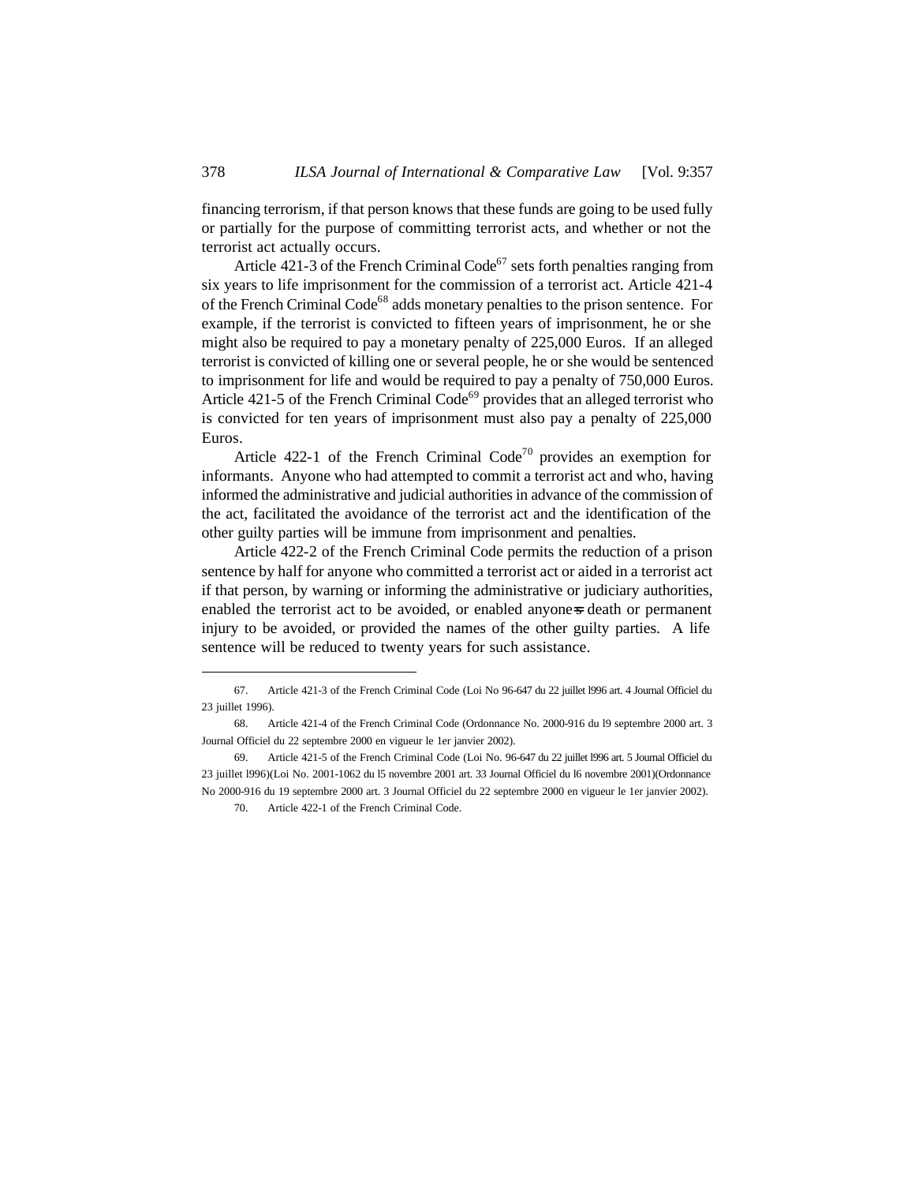financing terrorism, if that person knows that these funds are going to be used fully or partially for the purpose of committing terrorist acts, and whether or not the terrorist act actually occurs.

Article 421-3 of the French Criminal Code[67] sets forth penalties ranging from six years to life imprisonment for the commission of a terrorist act. Article 421-4 of the French Criminal Code[68] adds monetary penalties to the prison sentence. For example, if the terrorist is convicted to fifteen years of imprisonment, he or she might also be required to pay a monetary penalty of 225,000 Euros. If an alleged terrorist is convicted of killing one or several people, he or she would be sentenced to imprisonment for life and would be required to pay a penalty of 750,000 Euros. Article 421-5 of the French Criminal Code[69] provides that an alleged terrorist who is convicted for ten years of imprisonment must also pay a penalty of 225,000 Euros.

Article 422-1 of the French Criminal Code[70] provides an exemption for informants. Anyone who had attempted to commit a terrorist act and who, having informed the administrative and judicial authorities in advance of the commission of the act, facilitated the avoidance of the terrorist act and the identification of the other guilty parties will be immune from imprisonment and penalties.

Article 422-2 of the French Criminal Code permits the reduction of a prison sentence by half for anyone who committed a terrorist act or aided in a terrorist act if that person, by warning or informing the administrative or judiciary authorities, enabled the terrorist act to be avoided, or enabled anyone's death or permanent injury to be avoided, or provided the names of the other guilty parties. A life sentence will be reduced to twenty years for such assistance.

---

67. Article 421-3 of the French Criminal Code (Loi No 96-647 du 22 juillet l996 art. 4 Journal Officiel du 23 juillet 1996).

68. Article 421-4 of the French Criminal Code (Ordonnance No. 2000-916 du l9 septembre 2000 art. 3 Journal Officiel du 22 septembre 2000 en vigueur le 1er janvier 2002).

69. Article 421-5 of the French Criminal Code (Loi No. 96-647 du 22 juillet l996 art. 5 Journal Officiel du 23 juillet l996)(Loi No. 2001-1062 du l5 novembre 2001 art. 33 Journal Officiel du l6 novembre 2001)(Ordonnance No 2000-916 du 19 septembre 2000 art. 3 Journal Officiel du 22 septembre 2000 en vigueur le 1er janvier 2002).

70. Article 422-1 of the French Criminal Code.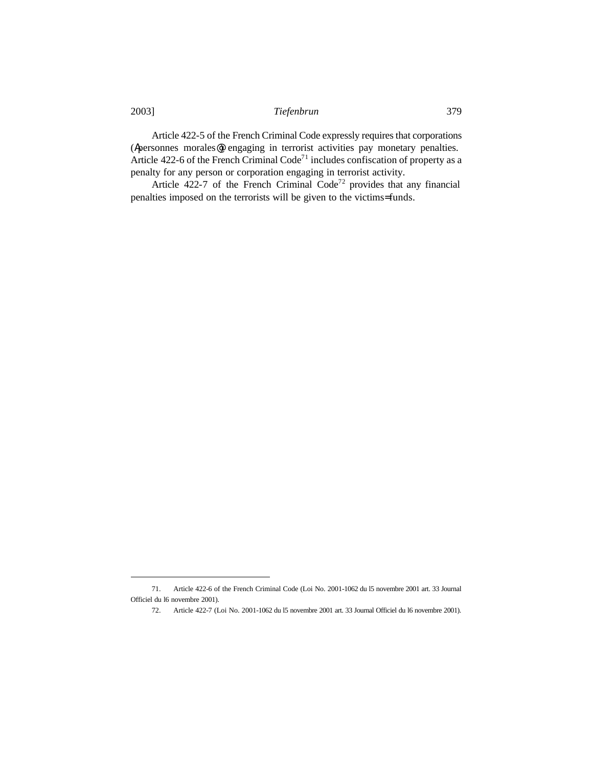Article 422-5 of the French Criminal Code expressly requires that corporations (Apersonnes morales@) engaging in terrorist activities pay monetary penalties. Article 422-6 of the French Criminal Code[71] includes confiscation of property as a penalty for any person or corporation engaging in terrorist activity.

Article 422-7 of the French Criminal Code[72] provides that any financial penalties imposed on the terrorists will be given to the victims=funds.

---

71. Article 422-6 of the French Criminal Code (Loi No. 2001-1062 du l5 novembre 2001 art. 33 Journal Officiel du l6 novembre 2001).

72. Article 422-7 (Loi No. 2001-1062 du l5 novembre 2001 art. 33 Journal Officiel du l6 novembre 2001).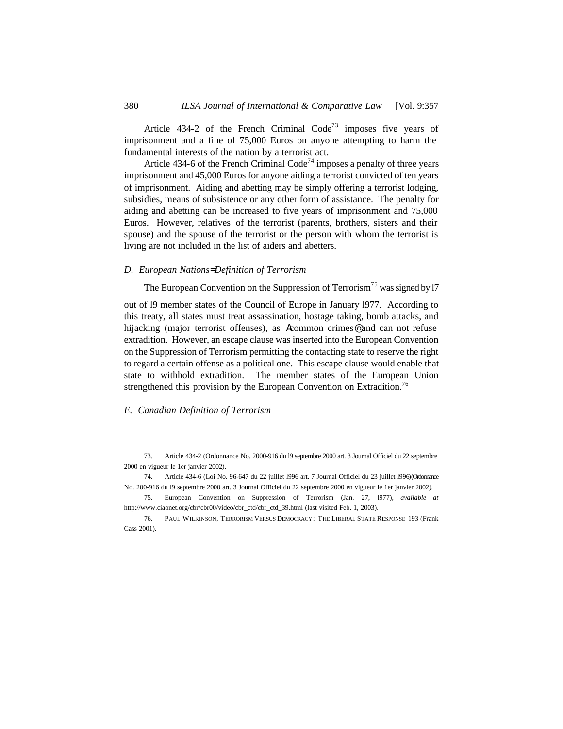Article 434-2 of the French Criminal Code[73] imposes five years of imprisonment and a fine of 75,000 Euros on anyone attempting to harm the fundamental interests of the nation by a terrorist act.

Article 434-6 of the French Criminal Code[74] imposes a penalty of three years imprisonment and 45,000 Euros for anyone aiding a terrorist convicted of ten years of imprisonment. Aiding and abetting may be simply offering a terrorist lodging, subsidies, means of subsistence or any other form of assistance. The penalty for aiding and abetting can be increased to five years of imprisonment and 75,000 Euros. However, relatives of the terrorist (parents, brothers, sisters and their spouse) and the spouse of the terrorist or the person with whom the terrorist is living are not included in the list of aiders and abetters.

*D. European Nations=Definition of Terrorism*

The European Convention on the Suppression of Terrorism[75] was signed by l7 out of l9 member states of the Council of Europe in January l977. According to this treaty, all states must treat assassination, hostage taking, bomb attacks, and hijacking (major terrorist offenses), as Acommon crimes@ and can not refuse extradition. However, an escape clause was inserted into the European Convention on the Suppression of Terrorism permitting the contacting state to reserve the right to regard a certain offense as a political one. This escape clause would enable that state to withhold extradition. The member states of the European Union strengthened this provision by the European Convention on Extradition.[76]

*E. Canadian Definition of Terrorism*

---

73. Article 434-2 (Ordonnance No. 2000-916 du l9 septembre 2000 art. 3 Journal Officiel du 22 septembre 2000 en vigueur le 1er janvier 2002).

74. Article 434-6 (Loi No. 96-647 du 22 juillet l996 art. 7 Journal Officiel du 23 juillet l996)(Ordonnance No. 200-916 du l9 septembre 2000 art. 3 Journal Officiel du 22 septembre 2000 en vigueur le 1er janvier 2002).

75. European Convention on Suppression of Terrorism (Jan. 27, l977), *available at* http://www.ciaonet.org/cbr/cbr00/video/cbr_ctd/cbr_ctd_39.html (last visited Feb. 1, 2003).

76. PAUL WILKINSON, TERRORISM VERSUS DEMOCRACY: THE LIBERAL STATE RESPONSE 193 (Frank Cass 2001).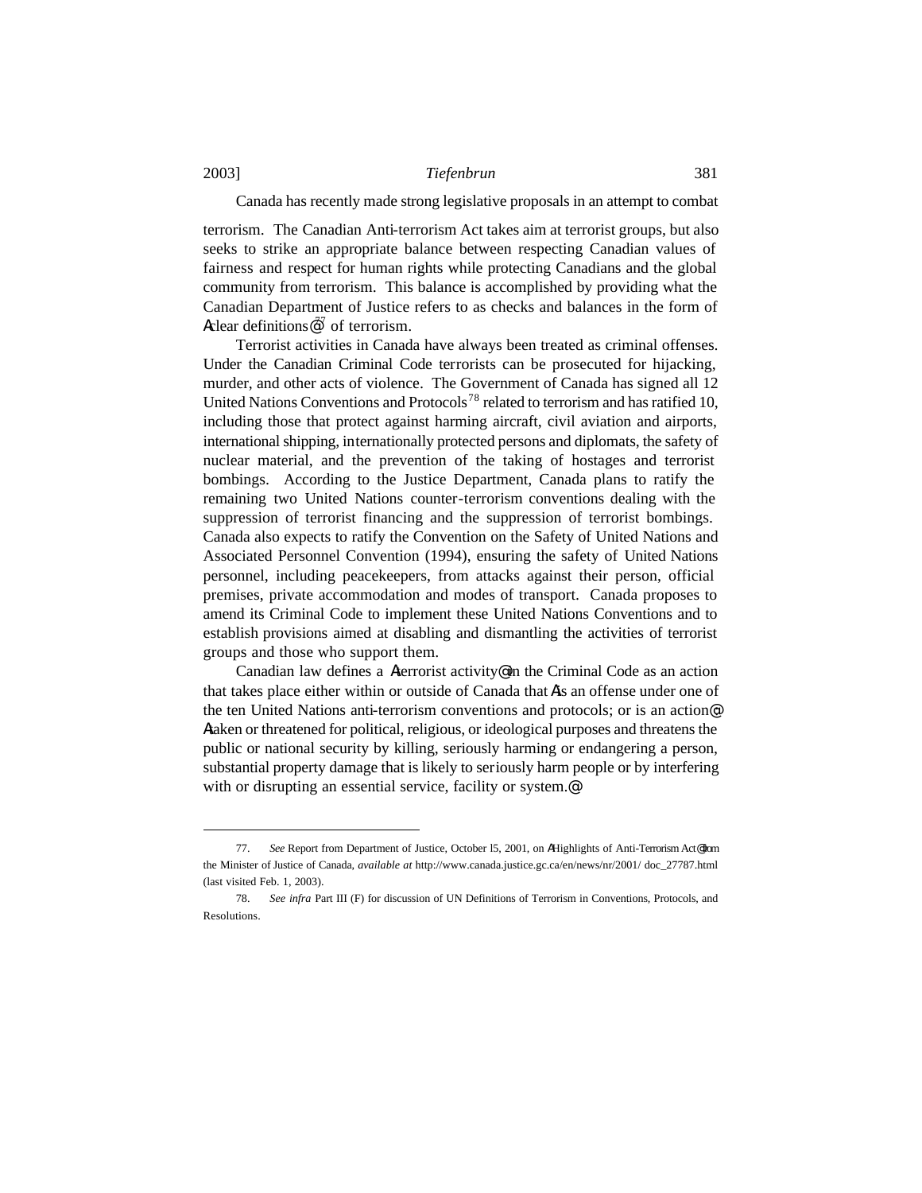Canada has recently made strong legislative proposals in an attempt to combat terrorism. The Canadian Anti-terrorism Act takes aim at terrorist groups, but also seeks to strike an appropriate balance between respecting Canadian values of fairness and respect for human rights while protecting Canadians and the global community from terrorism. This balance is accomplished by providing what the Canadian Department of Justice refers to as checks and balances in the form of Aclear definitions@[77] of terrorism.

Terrorist activities in Canada have always been treated as criminal offenses. Under the Canadian Criminal Code terrorists can be prosecuted for hijacking, murder, and other acts of violence. The Government of Canada has signed all 12 United Nations Conventions and Protocols[78] related to terrorism and has ratified 10, including those that protect against harming aircraft, civil aviation and airports, international shipping, internationally protected persons and diplomats, the safety of nuclear material, and the prevention of the taking of hostages and terrorist bombings. According to the Justice Department, Canada plans to ratify the remaining two United Nations counter-terrorism conventions dealing with the suppression of terrorist financing and the suppression of terrorist bombings. Canada also expects to ratify the Convention on the Safety of United Nations and Associated Personnel Convention (1994), ensuring the safety of United Nations personnel, including peacekeepers, from attacks against their person, official premises, private accommodation and modes of transport. Canada proposes to amend its Criminal Code to implement these United Nations Conventions and to establish provisions aimed at disabling and dismantling the activities of terrorist groups and those who support them.

Canadian law defines a Aterrorist activity@ in the Criminal Code as an action that takes place either within or outside of Canada that Ais an offense under one of the ten United Nations anti-terrorism conventions and protocols; or is an action@ Ataken or threatened for political, religious, or ideological purposes and threatens the public or national security by killing, seriously harming or endangering a person, substantial property damage that is likely to seriously harm people or by interfering with or disrupting an essential service, facility or system.@

---

77. *See* Report from Department of Justice, October l5, 2001, on AHighlights of Anti-Terrorism Act@ from the Minister of Justice of Canada, *available at* http://www.canada.justice.gc.ca/en/news/nr/2001/ doc_27787.html (last visited Feb. 1, 2003).

78. *See infra* Part III (F) for discussion of UN Definitions of Terrorism in Conventions, Protocols, and Resolutions.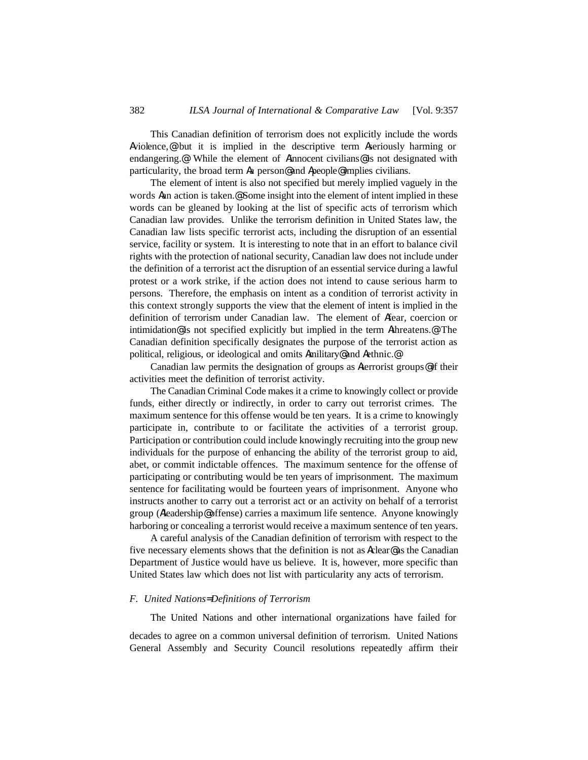This Canadian definition of terrorism does not explicitly include the words "violence," but it is implied in the descriptive term "seriously harming or endangering." While the element of "innocent civilians" is not designated with particularity, the broad term "a person" and "people" implies civilians.

The element of intent is also not specified but merely implied vaguely in the words "an action is taken." Some insight into the element of intent implied in these words can be gleaned by looking at the list of specific acts of terrorism which Canadian law provides. Unlike the terrorism definition in United States law, the Canadian law lists specific terrorist acts, including the disruption of an essential service, facility or system. It is interesting to note that in an effort to balance civil rights with the protection of national security, Canadian law does not include under the definition of a terrorist act the disruption of an essential service during a lawful protest or a work strike, if the action does not intend to cause serious harm to persons. Therefore, the emphasis on intent as a condition of terrorist activity in this context strongly supports the view that the element of intent is implied in the definition of terrorism under Canadian law. The element of "fear, coercion or intimidation" is not specified explicitly but implied in the term "threatens." The Canadian definition specifically designates the purpose of the terrorist action as political, religious, or ideological and omits "military" and "ethnic."

Canadian law permits the designation of groups as "terrorist groups" if their activities meet the definition of terrorist activity.

The Canadian Criminal Code makes it a crime to knowingly collect or provide funds, either directly or indirectly, in order to carry out terrorist crimes. The maximum sentence for this offense would be ten years. It is a crime to knowingly participate in, contribute to or facilitate the activities of a terrorist group. Participation or contribution could include knowingly recruiting into the group new individuals for the purpose of enhancing the ability of the terrorist group to aid, abet, or commit indictable offences. The maximum sentence for the offense of participating or contributing would be ten years of imprisonment. The maximum sentence for facilitating would be fourteen years of imprisonment. Anyone who instructs another to carry out a terrorist act or an activity on behalf of a terrorist group ("leadership" offense) carries a maximum life sentence. Anyone knowingly harboring or concealing a terrorist would receive a maximum sentence of ten years.

A careful analysis of the Canadian definition of terrorism with respect to the five necessary elements shows that the definition is not as "clear" as the Canadian Department of Justice would have us believe. It is, however, more specific than United States law which does not list with particularity any acts of terrorism.

### *F. United Nations' Definitions of Terrorism*

The United Nations and other international organizations have failed for decades to agree on a common universal definition of terrorism. United Nations General Assembly and Security Council resolutions repeatedly affirm their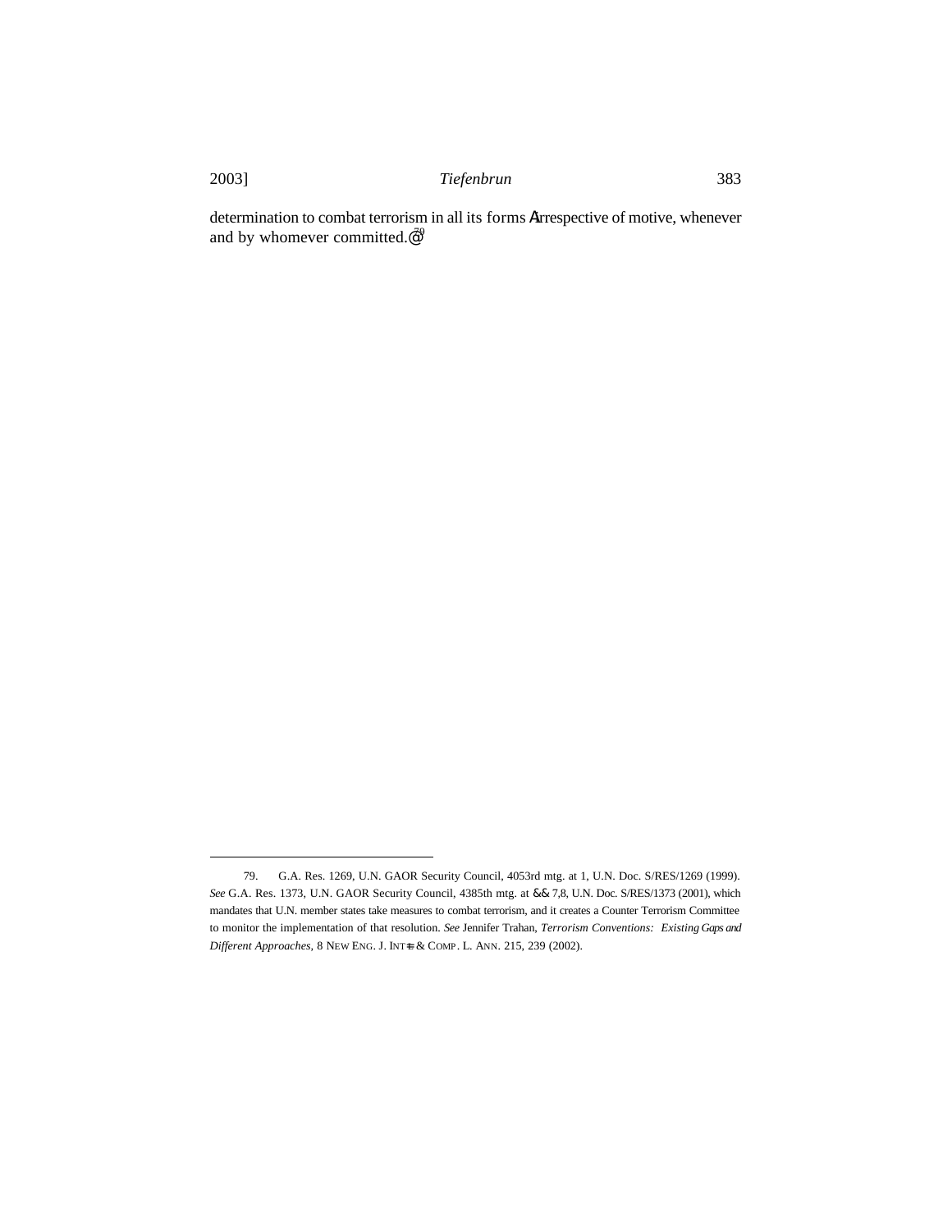determination to combat terrorism in all its forms Airrespective of motive, whenever and by whomever committed.@[79]

---

79. G.A. Res. 1269, U.N. GAOR Security Council, 4053rd mtg. at 1, U.N. Doc. S/RES/1269 (1999). *See* G.A. Res. 1373, U.N. GAOR Security Council, 4385th mtg. at && 7,8, U.N. Doc. S/RES/1373 (2001), which mandates that U.N. member states take measures to combat terrorism, and it creates a Counter Terrorism Committee to monitor the implementation of that resolution. *See* Jennifer Trahan, *Terrorism Conventions: Existing Gaps and Different Approaches*, 8 NEW ENG. J. INT=L & COMP. L. ANN. 215, 239 (2002).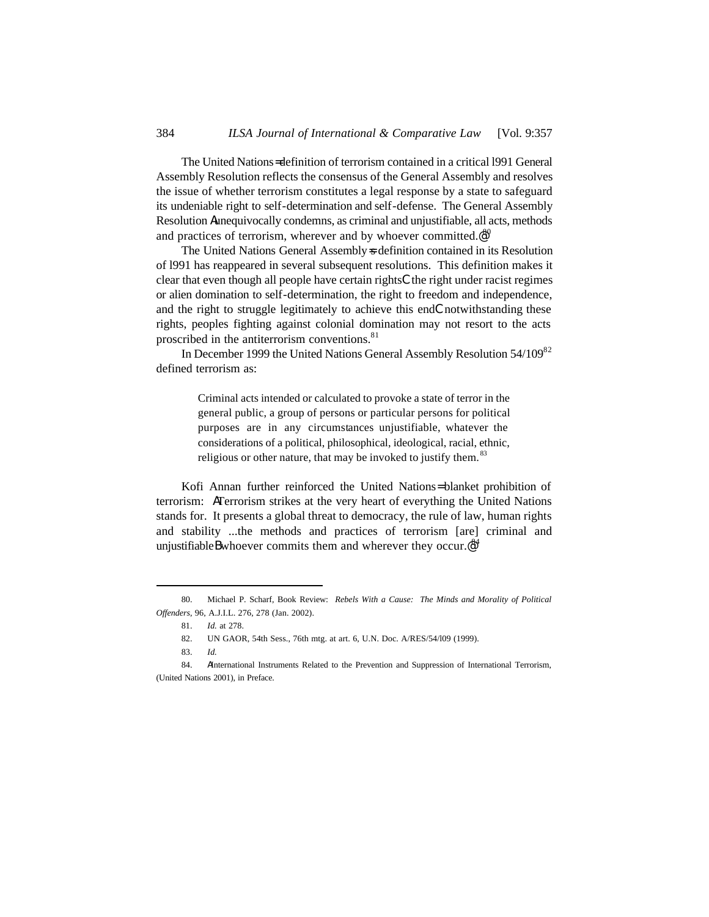The United Nations=definition of terrorism contained in a critical l991 General Assembly Resolution reflects the consensus of the General Assembly and resolves the issue of whether terrorism constitutes a legal response by a state to safeguard its undeniable right to self-determination and self-defense. The General Assembly Resolution Aunequivocally condemns, as criminal and unjustifiable, all acts, methods and practices of terrorism, wherever and by whoever committed.@[80]

The United Nations General Assembly=s definition contained in its Resolution of l991 has reappeared in several subsequent resolutions. This definition makes it clear that even though all people have certain rightsC the right under racist regimes or alien domination to self-determination, the right to freedom and independence, and the right to struggle legitimately to achieve this endC notwithstanding these rights, peoples fighting against colonial domination may not resort to the acts proscribed in the antiterrorism conventions.[81]

In December 1999 the United Nations General Assembly Resolution 54/109[82] defined terrorism as:

> Criminal acts intended or calculated to provoke a state of terror in the general public, a group of persons or particular persons for political purposes are in any circumstances unjustifiable, whatever the considerations of a political, philosophical, ideological, racial, ethnic, religious or other nature, that may be invoked to justify them.[83]

Kofi Annan further reinforced the United Nations= blanket prohibition of terrorism: ATerrorism strikes at the very heart of everything the United Nations stands for. It presents a global threat to democracy, the rule of law, human rights and stability ...the methods and practices of terrorism [are] criminal and unjustifiableBwhoever commits them and wherever they occur.@[84]

---

80. Michael P. Scharf, Book Review: *Rebels With a Cause: The Minds and Morality of Political Offenders*, 96, A.J.I.L. 276, 278 (Jan. 2002).

81. *Id.* at 278.

82. UN GAOR, 54th Sess., 76th mtg. at art. 6, U.N. Doc. A/RES/54/l09 (1999).

83. *Id.*

84. AInternational Instruments Related to the Prevention and Suppression of International Terrorism, (United Nations 2001), in Preface.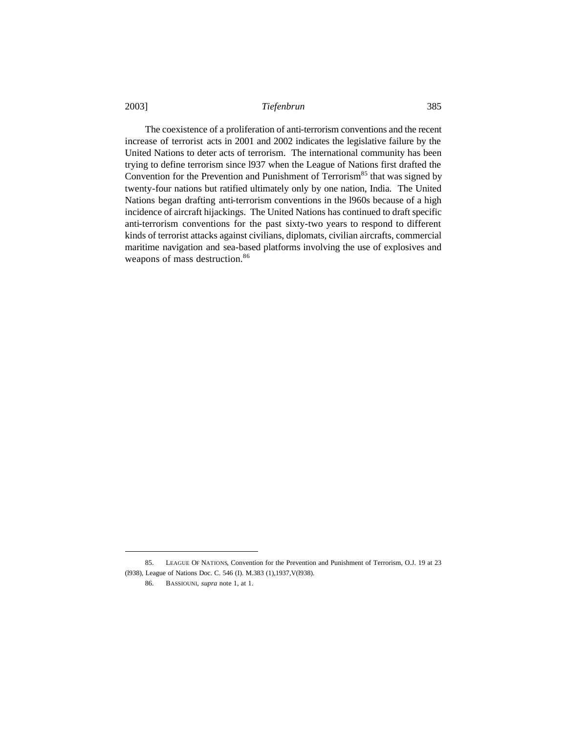The coexistence of a proliferation of anti-terrorism conventions and the recent increase of terrorist acts in 2001 and 2002 indicates the legislative failure by the United Nations to deter acts of terrorism. The international community has been trying to define terrorism since l937 when the League of Nations first drafted the Convention for the Prevention and Punishment of Terrorism[85] that was signed by twenty-four nations but ratified ultimately only by one nation, India. The United Nations began drafting anti-terrorism conventions in the l960s because of a high incidence of aircraft hijackings. The United Nations has continued to draft specific anti-terrorism conventions for the past sixty-two years to respond to different kinds of terrorist attacks against civilians, diplomats, civilian aircrafts, commercial maritime navigation and sea-based platforms involving the use of explosives and weapons of mass destruction.[86]

---

85. LEAGUE OF NATIONS, Convention for the Prevention and Punishment of Terrorism, O.J. 19 at 23 (l938), League of Nations Doc. C. 546 (I). M.383 (1),1937,V(l938).

86. BASSIOUNI, *supra* note 1, at 1.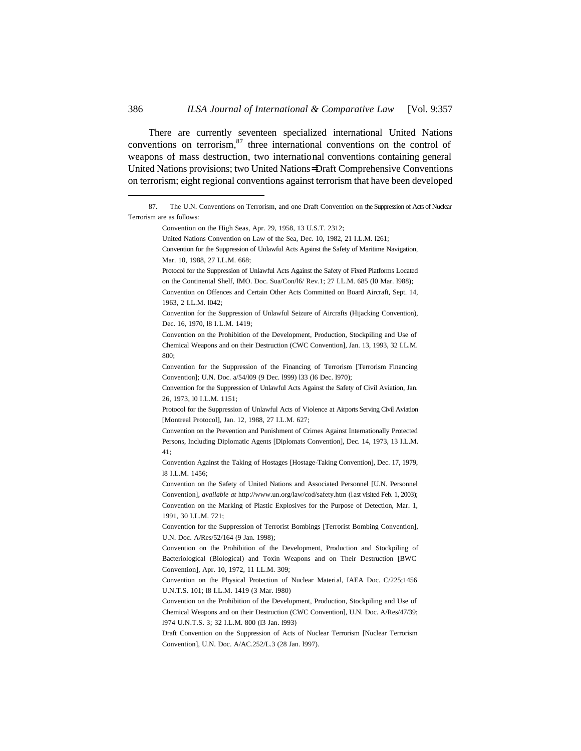There are currently seventeen specialized international United Nations conventions on terrorism,[87] three international conventions on the control of weapons of mass destruction, two international conventions containing general United Nations provisions; two United Nations=Draft Comprehensive Conventions on terrorism; eight regional conventions against terrorism that have been developed

---

87. The U.N. Conventions on Terrorism, and one Draft Convention on the Suppression of Acts of Nuclear Terrorism are as follows:

> Convention on the High Seas, Apr. 29, 1958, 13 U.S.T. 2312;
>
> United Nations Convention on Law of the Sea, Dec. 10, 1982, 21 I.L.M. l261;
>
> Convention for the Suppression of Unlawful Acts Against the Safety of Maritime Navigation, Mar. 10, 1988, 27 I.L.M. 668;
>
> Protocol for the Suppression of Unlawful Acts Against the Safety of Fixed Platforms Located on the Continental Shelf, IMO. Doc. Sua/Con/l6/ Rev.1; 27 I.L.M. 685 (l0 Mar. l988);
>
> Convention on Offences and Certain Other Acts Committed on Board Aircraft, Sept. 14, 1963, 2 I.L.M. l042;
>
> Convention for the Suppression of Unlawful Seizure of Aircrafts (Hijacking Convention), Dec. 16, 1970, l8 I.L.M. 1419;
>
> Convention on the Prohibition of the Development, Production, Stockpiling and Use of Chemical Weapons and on their Destruction (CWC Convention], Jan. 13, 1993, 32 I.L.M. 800;
>
> Convention for the Suppression of the Financing of Terrorism [Terrorism Financing Convention]; U.N. Doc. a/54/l09 (9 Dec. l999) l33 (l6 Dec. l970);
>
> Convention for the Suppression of Unlawful Acts Against the Safety of Civil Aviation, Jan. 26, 1973, l0 I.L.M. 1151;
>
> Protocol for the Suppression of Unlawful Acts of Violence at Airports Serving Civil Aviation [Montreal Protocol], Jan. 12, 1988, 27 I.L.M. 627;
>
> Convention on the Prevention and Punishment of Crimes Against Internationally Protected Persons, Including Diplomatic Agents [Diplomats Convention], Dec. 14, 1973, 13 I.L.M. 41;
>
> Convention Against the Taking of Hostages [Hostage-Taking Convention], Dec. 17, 1979, l8 I.L.M. 1456;
>
> Convention on the Safety of United Nations and Associated Personnel [U.N. Personnel Convention], *available at* http://www.un.org/law/cod/safety.htm (last visited Feb. 1, 2003);
>
> Convention on the Marking of Plastic Explosives for the Purpose of Detection, Mar. 1, 1991, 30 I.L.M. 721;
>
> Convention for the Suppression of Terrorist Bombings [Terrorist Bombing Convention], U.N. Doc. A/Res/52/164 (9 Jan. 1998);
>
> Convention on the Prohibition of the Development, Production and Stockpiling of Bacteriological (Biological) and Toxin Weapons and on Their Destruction [BWC Convention], Apr. 10, 1972, 11 I.L.M. 309;
>
> Convention on the Physical Protection of Nuclear Material, IAEA Doc. C/225;1456 U.N.T.S. 101; l8 I.L.M. 1419 (3 Mar. l980)
>
> Convention on the Prohibition of the Development, Production, Stockpiling and Use of Chemical Weapons and on their Destruction (CWC Convention], U.N. Doc. A/Res/47/39; l974 U.N.T.S. 3; 32 I.L.M. 800 (l3 Jan. l993)
>
> Draft Convention on the Suppression of Acts of Nuclear Terrorism [Nuclear Terrorism Convention], U.N. Doc. A/AC.252/L.3 (28 Jan. l997).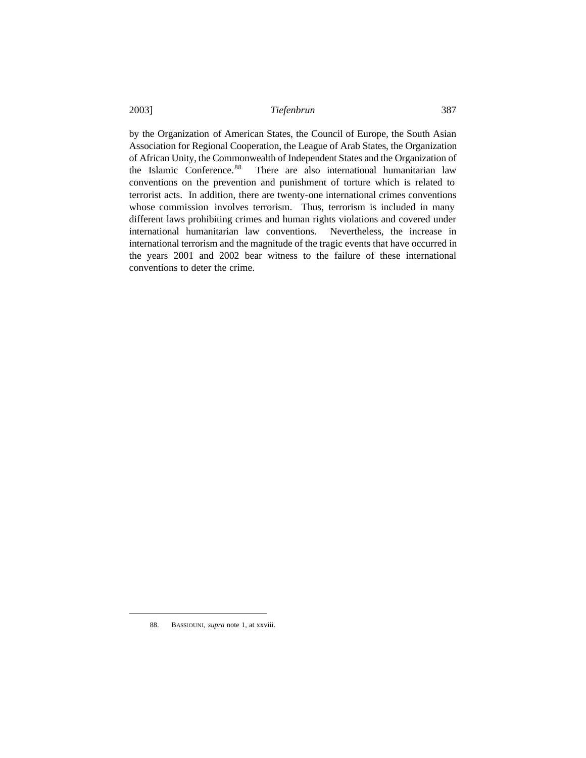by the Organization of American States, the Council of Europe, the South Asian Association for Regional Cooperation, the League of Arab States, the Organization of African Unity, the Commonwealth of Independent States and the Organization of the Islamic Conference.[88] There are also international humanitarian law conventions on the prevention and punishment of torture which is related to terrorist acts. In addition, there are twenty-one international crimes conventions whose commission involves terrorism. Thus, terrorism is included in many different laws prohibiting crimes and human rights violations and covered under international humanitarian law conventions. Nevertheless, the increase in international terrorism and the magnitude of the tragic events that have occurred in the years 2001 and 2002 bear witness to the failure of these international conventions to deter the crime.

88. BASSIOUNI, *supra* note 1, at xxviii.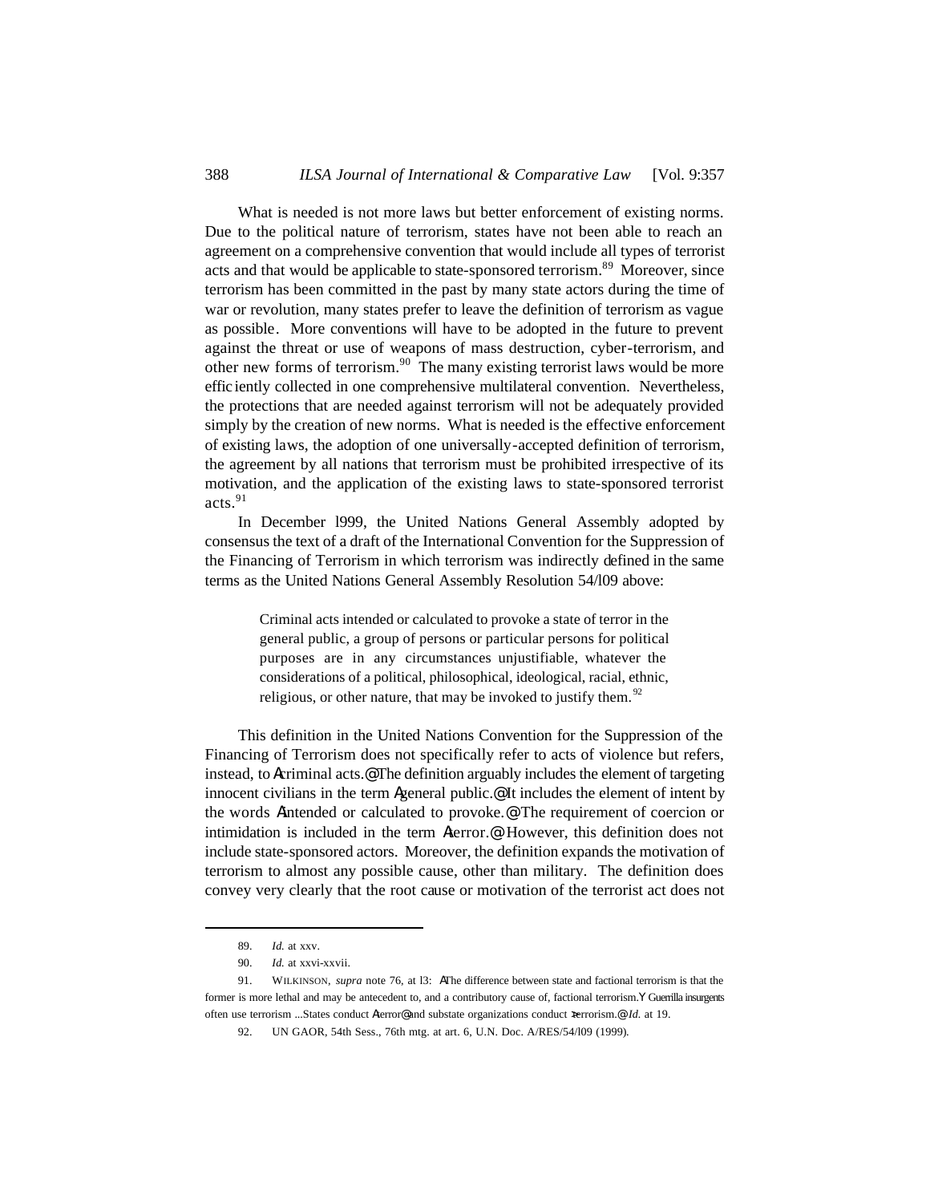What is needed is not more laws but better enforcement of existing norms. Due to the political nature of terrorism, states have not been able to reach an agreement on a comprehensive convention that would include all types of terrorist acts and that would be applicable to state-sponsored terrorism.[89] Moreover, since terrorism has been committed in the past by many state actors during the time of war or revolution, many states prefer to leave the definition of terrorism as vague as possible. More conventions will have to be adopted in the future to prevent against the threat or use of weapons of mass destruction, cyber-terrorism, and other new forms of terrorism.[90] The many existing terrorist laws would be more efficiently collected in one comprehensive multilateral convention. Nevertheless, the protections that are needed against terrorism will not be adequately provided simply by the creation of new norms. What is needed is the effective enforcement of existing laws, the adoption of one universally-accepted definition of terrorism, the agreement by all nations that terrorism must be prohibited irrespective of its motivation, and the application of the existing laws to state-sponsored terrorist acts.[91]

In December l999, the United Nations General Assembly adopted by consensus the text of a draft of the International Convention for the Suppression of the Financing of Terrorism in which terrorism was indirectly defined in the same terms as the United Nations General Assembly Resolution 54/l09 above:

> Criminal acts intended or calculated to provoke a state of terror in the general public, a group of persons or particular persons for political purposes are in any circumstances unjustifiable, whatever the considerations of a political, philosophical, ideological, racial, ethnic, religious, or other nature, that may be invoked to justify them.[92]

This definition in the United Nations Convention for the Suppression of the Financing of Terrorism does not specifically refer to acts of violence but refers, instead, to Acriminal acts.@ The definition arguably includes the element of targeting innocent civilians in the term Ageneral public.@ It includes the element of intent by the words Aintended or calculated to provoke.@ The requirement of coercion or intimidation is included in the term Aterror.@ However, this definition does not include state-sponsored actors. Moreover, the definition expands the motivation of terrorism to almost any possible cause, other than military. The definition does convey very clearly that the root cause or motivation of the terrorist act does not

---

89. *Id.* at xxv.

90. *Id.* at xxvi-xxvii.

91. WILKINSON, *supra* note 76, at l3: AThe difference between state and factional terrorism is that the former is more lethal and may be antecedent to, and a contributory cause of, factional terrorism.Y Guerrilla insurgents often use terrorism ...States conduct Aterror@ and substate organizations conduct >terrorism.@ *Id.* at 19.

92. UN GAOR, 54th Sess., 76th mtg. at art. 6, U.N. Doc. A/RES/54/l09 (1999).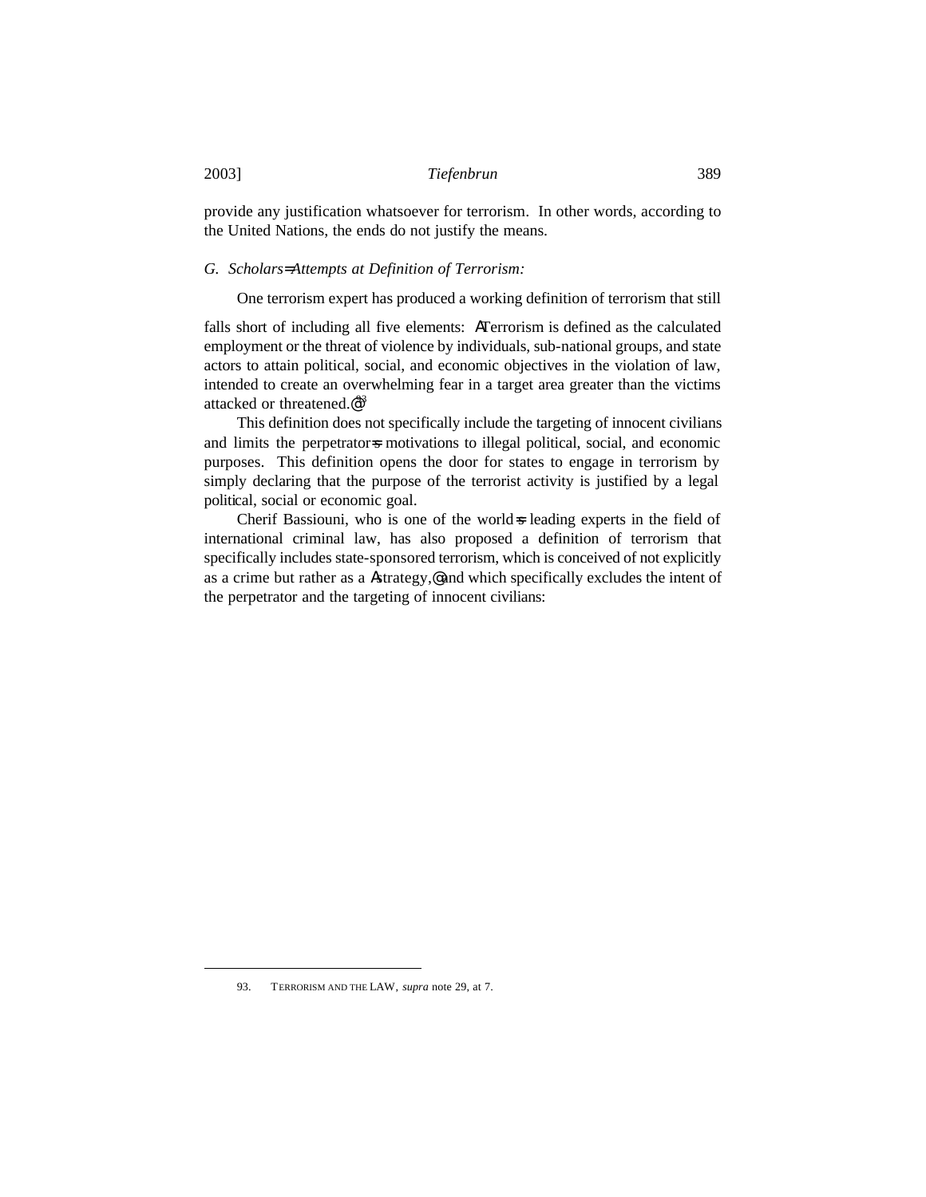provide any justification whatsoever for terrorism. In other words, according to the United Nations, the ends do not justify the means.

*G. Scholars=Attempts at Definition of Terrorism:*

One terrorism expert has produced a working definition of terrorism that still falls short of including all five elements: ATerrorism is defined as the calculated employment or the threat of violence by individuals, sub-national groups, and state actors to attain political, social, and economic objectives in the violation of law, intended to create an overwhelming fear in a target area greater than the victims attacked or threatened.@[93]

This definition does not specifically include the targeting of innocent civilians and limits the perpetrator=s motivations to illegal political, social, and economic purposes. This definition opens the door for states to engage in terrorism by simply declaring that the purpose of the terrorist activity is justified by a legal political, social or economic goal.

Cherif Bassiouni, who is one of the world=s leading experts in the field of international criminal law, has also proposed a definition of terrorism that specifically includes state-sponsored terrorism, which is conceived of not explicitly as a crime but rather as a Astrategy,@ and which specifically excludes the intent of the perpetrator and the targeting of innocent civilians:

93. TERRORISM AND THE LAW, *supra* note 29, at 7.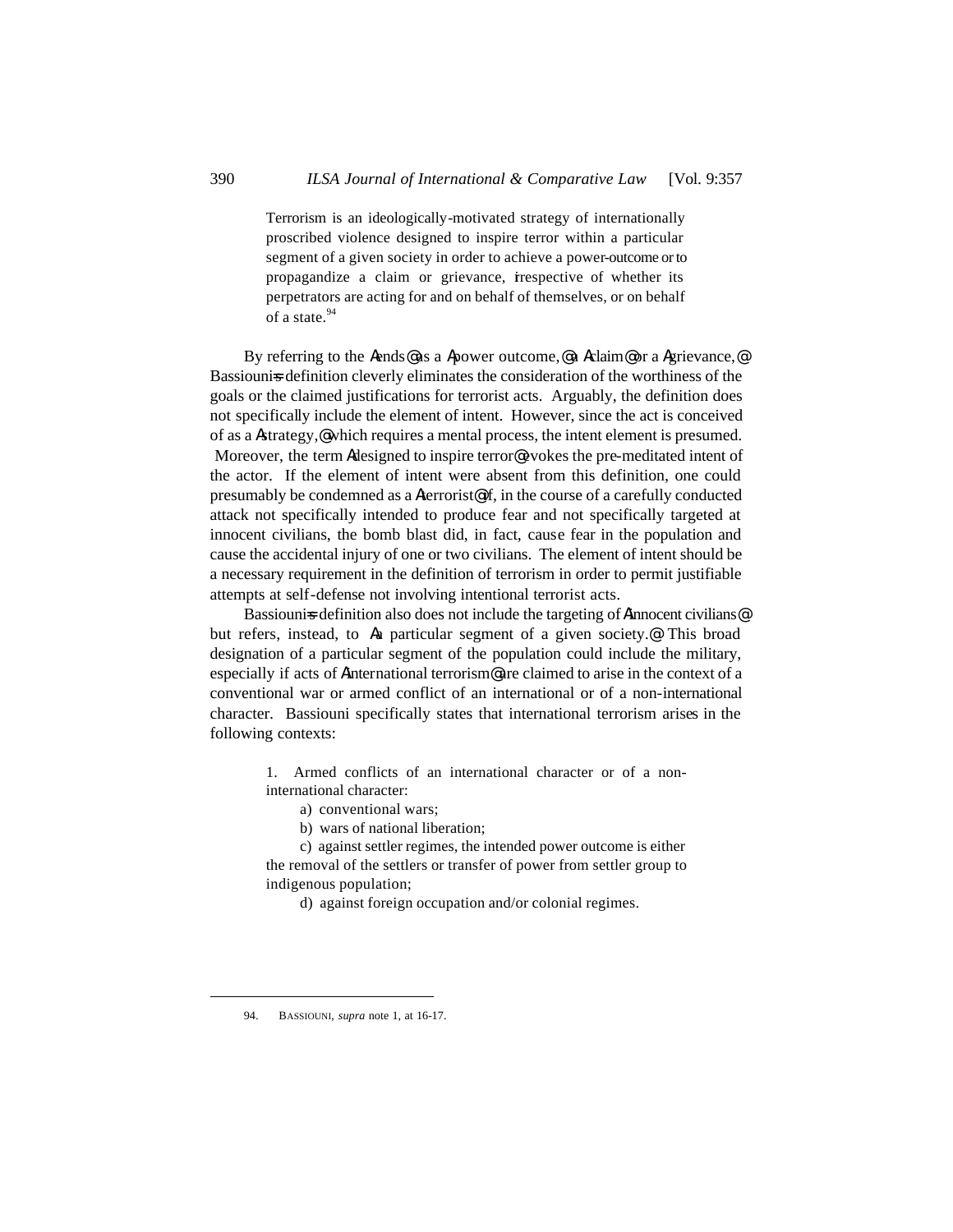> Terrorism is an ideologically-motivated strategy of internationally proscribed violence designed to inspire terror within a particular segment of a given society in order to achieve a power-outcome or to propagandize a claim or grievance, irrespective of whether its perpetrators are acting for and on behalf of themselves, or on behalf of a state.[94]

By referring to the Aends@ as a Apower outcome,@ a Aclaim@ or a Agrievance,@ Bassiouni=s definition cleverly eliminates the consideration of the worthiness of the goals or the claimed justifications for terrorist acts. Arguably, the definition does not specifically include the element of intent. However, since the act is conceived of as a Astrategy,@ which requires a mental process, the intent element is presumed. Moreover, the term Adesigned to inspire terror@ evokes the pre-meditated intent of the actor. If the element of intent were absent from this definition, one could presumably be condemned as a Aterrorist@ if, in the course of a carefully conducted attack not specifically intended to produce fear and not specifically targeted at innocent civilians, the bomb blast did, in fact, cause fear in the population and cause the accidental injury of one or two civilians. The element of intent should be a necessary requirement in the definition of terrorism in order to permit justifiable attempts at self-defense not involving intentional terrorist acts.

Bassiouni=s definition also does not include the targeting of Ainnocent civilians@ but refers, instead, to Aa particular segment of a given society.@ This broad designation of a particular segment of the population could include the military, especially if acts of Ainternational terrorism@ are claimed to arise in the context of a conventional war or armed conflict of an international or of a non-international character. Bassiouni specifically states that international terrorism arises in the following contexts:

> 1. Armed conflicts of an international character or of a non-international character:
>
> a) conventional wars;
>
> b) wars of national liberation;
>
> c) against settler regimes, the intended power outcome is either the removal of the settlers or transfer of power from settler group to indigenous population;
>
> d) against foreign occupation and/or colonial regimes.

---

94. BASSIOUNI, *supra* note 1, at 16-17.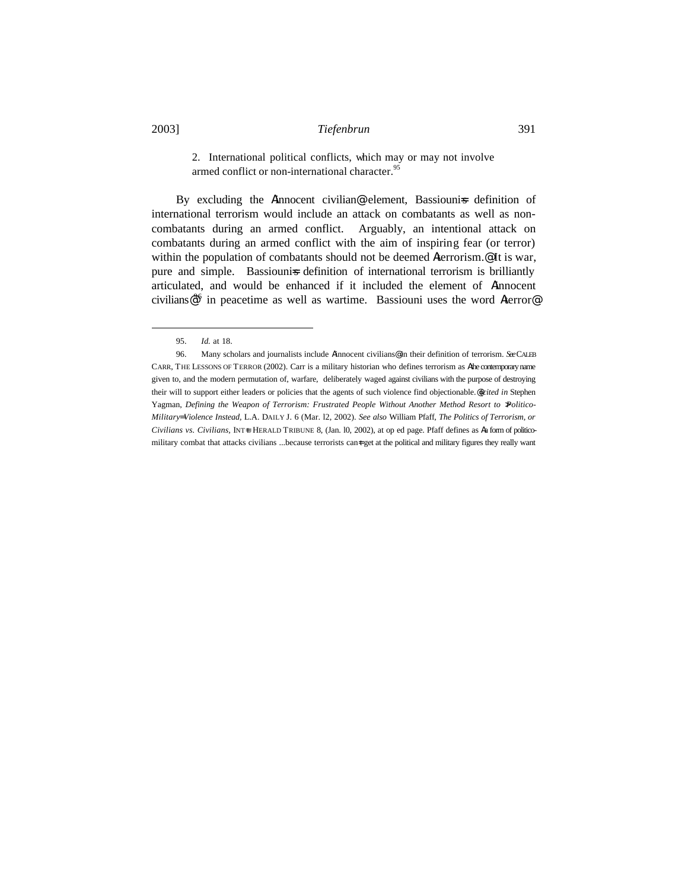2. International political conflicts, which may or may not involve armed conflict or non-international character.[95]

By excluding the Ainnocent civilian@ element, Bassiouni=s definition of international terrorism would include an attack on combatants as well as non-combatants during an armed conflict. Arguably, an intentional attack on combatants during an armed conflict with the aim of inspiring fear (or terror) within the population of combatants should not be deemed Aterrorism.@ It is war, pure and simple. Bassiouni=s definition of international terrorism is brilliantly articulated, and would be enhanced if it included the element of Ainnocent civilians@[96] in peacetime as well as wartime. Bassiouni uses the word Aterror@

---

95. *Id.* at 18.

96. Many scholars and journalists include Ainnocent civilians@ in their definition of terrorism. *See* CALEB CARR, THE LESSONS OF TERROR (2002). Carr is a military historian who defines terrorism as Athe contemporary name given to, and the modern permutation of, warfare, deliberately waged against civilians with the purpose of destroying their will to support either leaders or policies that the agents of such violence find objectionable.@ *cited in* Stephen Yagman, *Defining the Weapon of Terrorism: Frustrated People Without Another Method Resort to >Politico-Military= Violence Instead*, L.A. DAILY J. 6 (Mar. l2, 2002). *See also* William Pfaff, *The Politics of Terrorism, or Civilians vs. Civilians*, INT=L HERALD TRIBUNE 8, (Jan. l0, 2002), at op ed page. Pfaff defines as Aa form of politico-military combat that attacks civilians ...because terrorists can=t get at the political and military figures they really want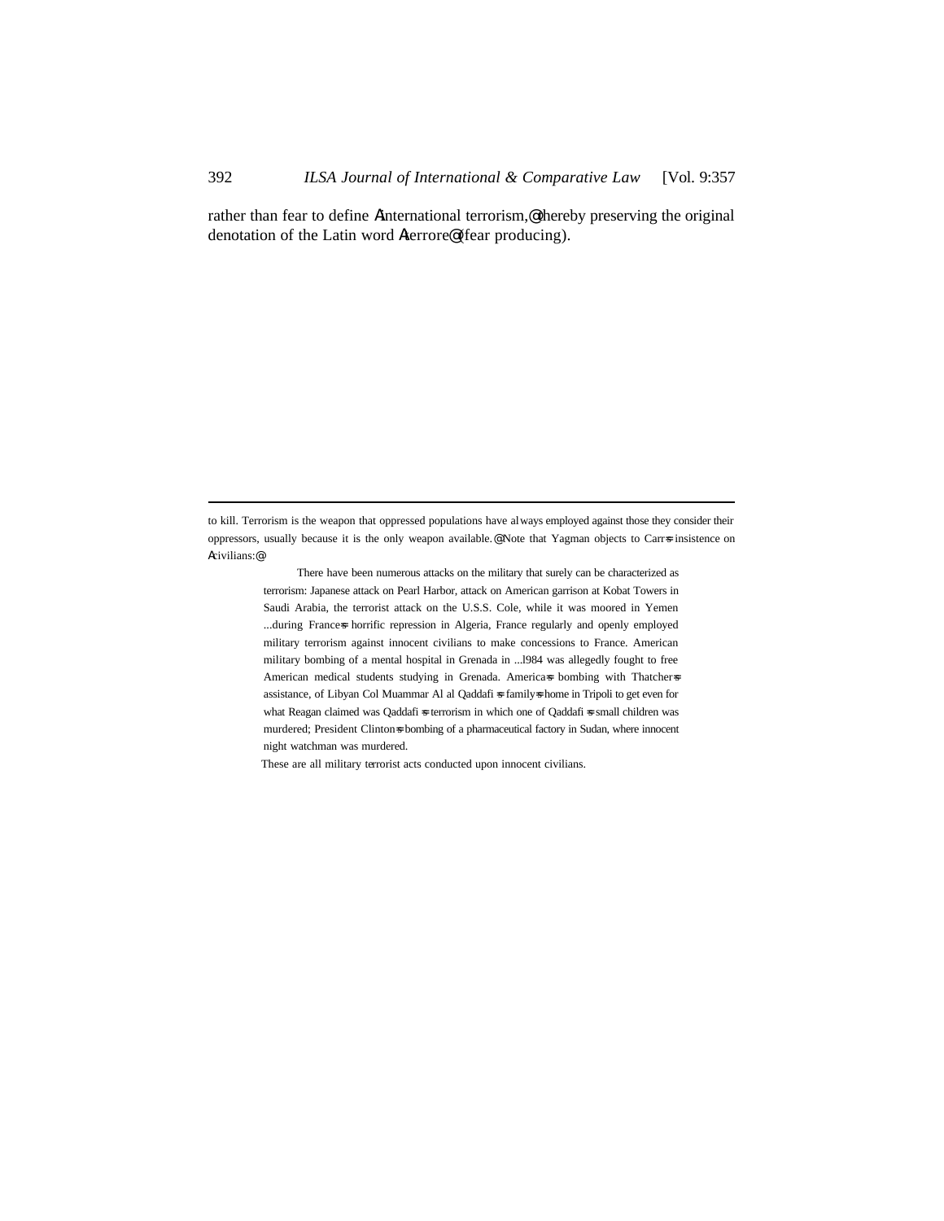rather than fear to define Ainternational terrorism,@ thereby preserving the original denotation of the Latin word Aterrore@ (fear producing).

---

to kill. Terrorism is the weapon that oppressed populations have always employed against those they consider their oppressors, usually because it is the only weapon available.@ Note that Yagman objects to Carr=s insistence on Acivilians:@

> There have been numerous attacks on the military that surely can be characterized as terrorism: Japanese attack on Pearl Harbor, attack on American garrison at Kobat Towers in Saudi Arabia, the terrorist attack on the U.S.S. Cole, while it was moored in Yemen ...during France=s horrific repression in Algeria, France regularly and openly employed military terrorism against innocent civilians to make concessions to France. American military bombing of a mental hospital in Grenada in ...l984 was allegedly fought to free American medical students studying in Grenada. America=s bombing with Thatcher=s assistance, of Libyan Col Muammar Al al Qaddafi=s family=s home in Tripoli to get even for what Reagan claimed was Qaddafi=s terrorism in which one of Qaddafi=s small children was murdered; President Clinton=s bombing of a pharmaceutical factory in Sudan, where innocent night watchman was murdered.
>
> These are all military terrorist acts conducted upon innocent civilians.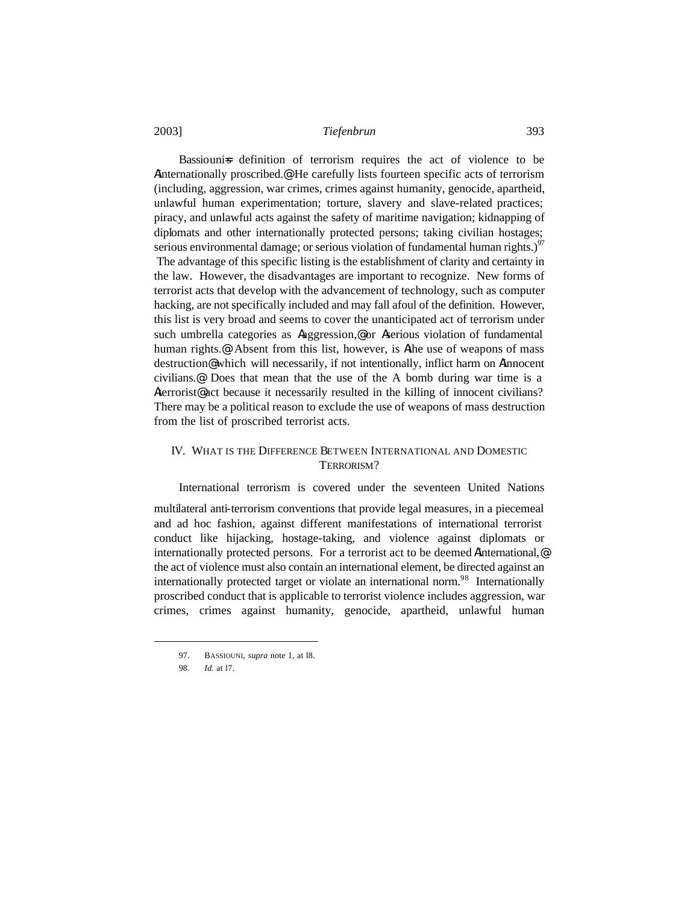Bassiouni=s definition of terrorism requires the act of violence to be Ainternationally proscribed.@ He carefully lists fourteen specific acts of terrorism (including, aggression, war crimes, crimes against humanity, genocide, apartheid, unlawful human experimentation; torture, slavery and slave-related practices; piracy, and unlawful acts against the safety of maritime navigation; kidnapping of diplomats and other internationally protected persons; taking civilian hostages; serious environmental damage; or serious violation of fundamental human rights.)[97] The advantage of this specific listing is the establishment of clarity and certainty in the law. However, the disadvantages are important to recognize. New forms of terrorist acts that develop with the advancement of technology, such as computer hacking, are not specifically included and may fall afoul of the definition. However, this list is very broad and seems to cover the unanticipated act of terrorism under such umbrella categories as Aaggression,@ or Aserious violation of fundamental human rights.@ Absent from this list, however, is Athe use of weapons of mass destruction@ which will necessarily, if not intentionally, inflict harm on Ainnocent civilians.@ Does that mean that the use of the A bomb during war time is a Aterrorist@ act because it necessarily resulted in the killing of innocent civilians? There may be a political reason to exclude the use of weapons of mass destruction from the list of proscribed terrorist acts.

## IV. WHAT IS THE DIFFERENCE BETWEEN INTERNATIONAL AND DOMESTIC TERRORISM?

International terrorism is covered under the seventeen United Nations multilateral anti-terrorism conventions that provide legal measures, in a piecemeal and ad hoc fashion, against different manifestations of international terrorist conduct like hijacking, hostage-taking, and violence against diplomats or internationally protected persons. For a terrorist act to be deemed Ainternational,@ the act of violence must also contain an international element, be directed against an internationally protected target or violate an international norm.[98] Internationally proscribed conduct that is applicable to terrorist violence includes aggression, war crimes, crimes against humanity, genocide, apartheid, unlawful human

---

97. BASSIOUNI, *supra* note 1, at l8.

98. *Id.* at l7.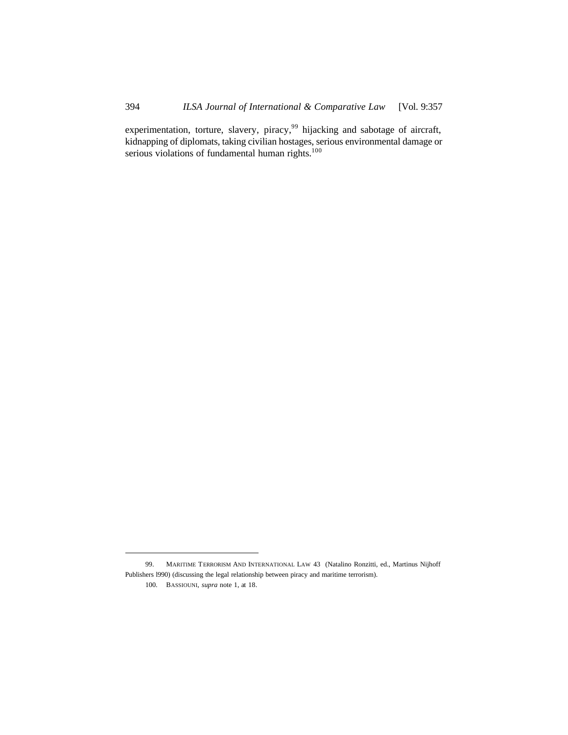experimentation, torture, slavery, piracy,[99] hijacking and sabotage of aircraft, kidnapping of diplomats, taking civilian hostages, serious environmental damage or serious violations of fundamental human rights.[100]

---

99. MARITIME TERRORISM AND INTERNATIONAL LAW 43 (Natalino Ronzitti, ed., Martinus Nijhoff Publishers l990) (discussing the legal relationship between piracy and maritime terrorism).

100. BASSIOUNI, *supra* note 1, at 18.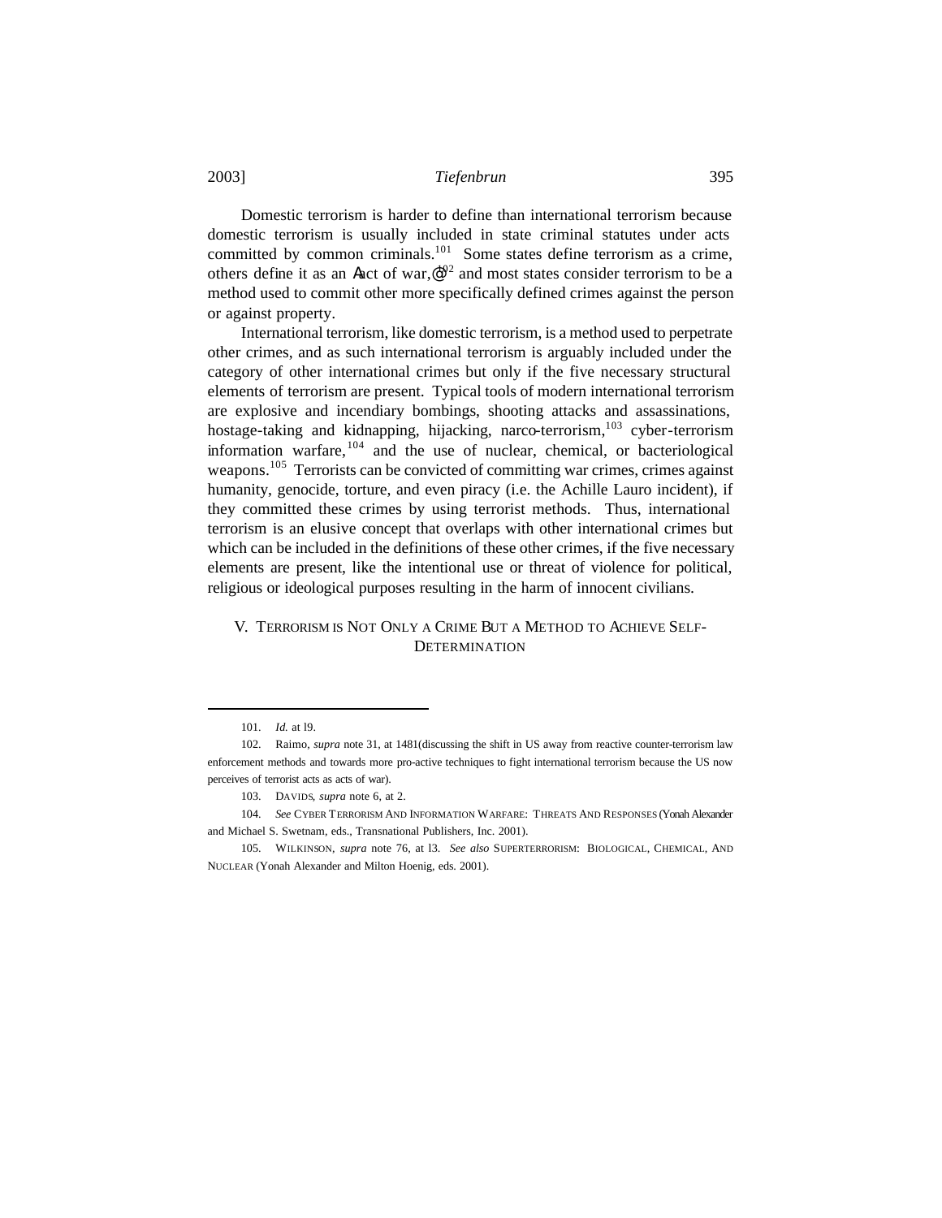Domestic terrorism is harder to define than international terrorism because domestic terrorism is usually included in state criminal statutes under acts committed by common criminals.[101] Some states define terrorism as a crime, others define it as an "act of war,"[102] and most states consider terrorism to be a method used to commit other more specifically defined crimes against the person or against property.

International terrorism, like domestic terrorism, is a method used to perpetrate other crimes, and as such international terrorism is arguably included under the category of other international crimes but only if the five necessary structural elements of terrorism are present. Typical tools of modern international terrorism are explosive and incendiary bombings, shooting attacks and assassinations, hostage-taking and kidnapping, hijacking, narco-terrorism,[103] cyber-terrorism information warfare,[104] and the use of nuclear, chemical, or bacteriological weapons.[105] Terrorists can be convicted of committing war crimes, crimes against humanity, genocide, torture, and even piracy (i.e. the Achille Lauro incident), if they committed these crimes by using terrorist methods. Thus, international terrorism is an elusive concept that overlaps with other international crimes but which can be included in the definitions of these other crimes, if the five necessary elements are present, like the intentional use or threat of violence for political, religious or ideological purposes resulting in the harm of innocent civilians.

## V. TERRORISM IS NOT ONLY A CRIME BUT A METHOD TO ACHIEVE SELF-DETERMINATION

---

101. *Id.* at l9.

102. Raimo, *supra* note 31, at 1481(discussing the shift in US away from reactive counter-terrorism law enforcement methods and towards more pro-active techniques to fight international terrorism because the US now perceives of terrorist acts as acts of war).

103. DAVIDS, *supra* note 6, at 2.

104. *See* CYBER TERRORISM AND INFORMATION WARFARE: THREATS AND RESPONSES (Yonah Alexander and Michael S. Swetnam, eds., Transnational Publishers, Inc. 2001).

105. WILKINSON, *supra* note 76, at l3. *See also* SUPERTERRORISM: BIOLOGICAL, CHEMICAL, AND NUCLEAR (Yonah Alexander and Milton Hoenig, eds. 2001).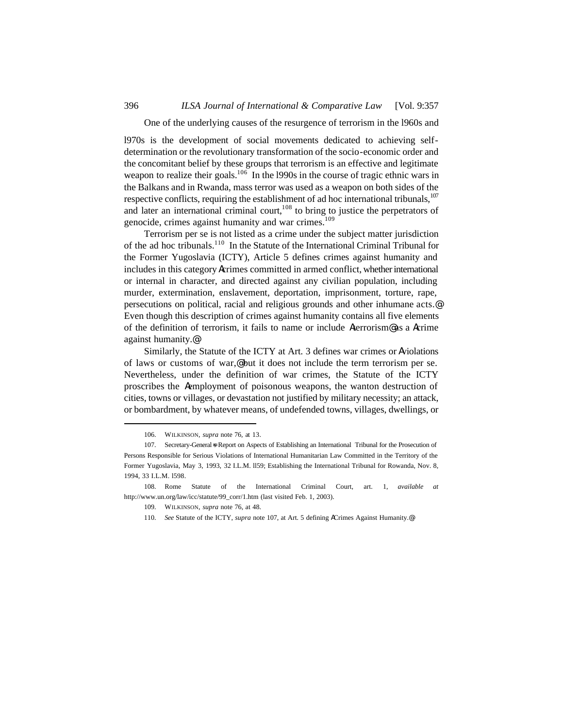One of the underlying causes of the resurgence of terrorism in the l960s and l970s is the development of social movements dedicated to achieving self-determination or the revolutionary transformation of the socio-economic order and the concomitant belief by these groups that terrorism is an effective and legitimate weapon to realize their goals.[106] In the l990s in the course of tragic ethnic wars in the Balkans and in Rwanda, mass terror was used as a weapon on both sides of the respective conflicts, requiring the establishment of ad hoc international tribunals,[107] and later an international criminal court,[108] to bring to justice the perpetrators of genocide, crimes against humanity and war crimes.[109]

Terrorism per se is not listed as a crime under the subject matter jurisdiction of the ad hoc tribunals.[110] In the Statute of the International Criminal Tribunal for the Former Yugoslavia (ICTY), Article 5 defines crimes against humanity and includes in this category Acrimes committed in armed conflict, whether international or internal in character, and directed against any civilian population, including murder, extermination, enslavement, deportation, imprisonment, torture, rape, persecutions on political, racial and religious grounds and other inhumane acts.@ Even though this description of crimes against humanity contains all five elements of the definition of terrorism, it fails to name or include Aterrorism@ as a Acrime against humanity.@

Similarly, the Statute of the ICTY at Art. 3 defines war crimes or Aviolations of laws or customs of war,@ but it does not include the term terrorism per se. Nevertheless, under the definition of war crimes, the Statute of the ICTY proscribes the Aemployment of poisonous weapons, the wanton destruction of cities, towns or villages, or devastation not justified by military necessity; an attack, or bombardment, by whatever means, of undefended towns, villages, dwellings, or

---

106. WILKINSON, *supra* note 76, at 13.

107. Secretary-General=s Report on Aspects of Establishing an International Tribunal for the Prosecution of Persons Responsible for Serious Violations of International Humanitarian Law Committed in the Territory of the Former Yugoslavia, May 3, 1993, 32 I.L.M. ll59; Establishing the International Tribunal for Rowanda, Nov. 8, 1994, 33 I.L.M. l598.

108. Rome Statute of the International Criminal Court, art. 1, *available at* http://www.un.org/law/icc/statute/99_corr/1.htm (last visited Feb. 1, 2003).

109. WILKINSON, *supra* note 76, at 48.

110. *See* Statute of the ICTY, *supra* note 107, at Art. 5 defining ACrimes Against Humanity.@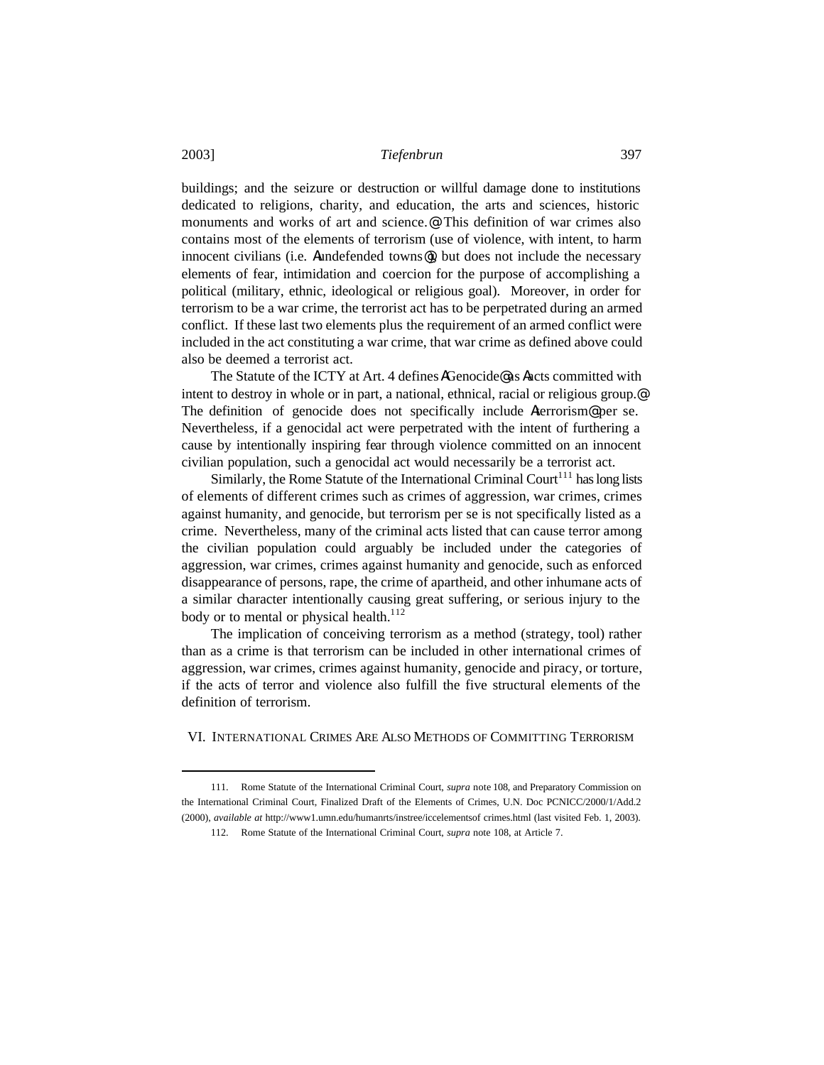buildings; and the seizure or destruction or willful damage done to institutions dedicated to religions, charity, and education, the arts and sciences, historic monuments and works of art and science.@ This definition of war crimes also contains most of the elements of terrorism (use of violence, with intent, to harm innocent civilians (i.e. Aundefended towns@), but does not include the necessary elements of fear, intimidation and coercion for the purpose of accomplishing a political (military, ethnic, ideological or religious goal). Moreover, in order for terrorism to be a war crime, the terrorist act has to be perpetrated during an armed conflict. If these last two elements plus the requirement of an armed conflict were included in the act constituting a war crime, that war crime as defined above could also be deemed a terrorist act.

The Statute of the ICTY at Art. 4 defines AGenocide@ as Aacts committed with intent to destroy in whole or in part, a national, ethnical, racial or religious group.@ The definition of genocide does not specifically include Aterrorism@ per se. Nevertheless, if a genocidal act were perpetrated with the intent of furthering a cause by intentionally inspiring fear through violence committed on an innocent civilian population, such a genocidal act would necessarily be a terrorist act.

Similarly, the Rome Statute of the International Criminal Court[111] has long lists of elements of different crimes such as crimes of aggression, war crimes, crimes against humanity, and genocide, but terrorism per se is not specifically listed as a crime. Nevertheless, many of the criminal acts listed that can cause terror among the civilian population could arguably be included under the categories of aggression, war crimes, crimes against humanity and genocide, such as enforced disappearance of persons, rape, the crime of apartheid, and other inhumane acts of a similar character intentionally causing great suffering, or serious injury to the body or to mental or physical health.[112]

The implication of conceiving terrorism as a method (strategy, tool) rather than as a crime is that terrorism can be included in other international crimes of aggression, war crimes, crimes against humanity, genocide and piracy, or torture, if the acts of terror and violence also fulfill the five structural elements of the definition of terrorism.

## VI. International Crimes Are Also Methods of Committing Terrorism

111. Rome Statute of the International Criminal Court, *supra* note 108, and Preparatory Commission on the International Criminal Court, Finalized Draft of the Elements of Crimes, U.N. Doc PCNICC/2000/1/Add.2 (2000), *available at* http://www1.umn.edu/humanrts/instree/iccelementsof crimes.html (last visited Feb. 1, 2003).

112. Rome Statute of the International Criminal Court, *supra* note 108, at Article 7.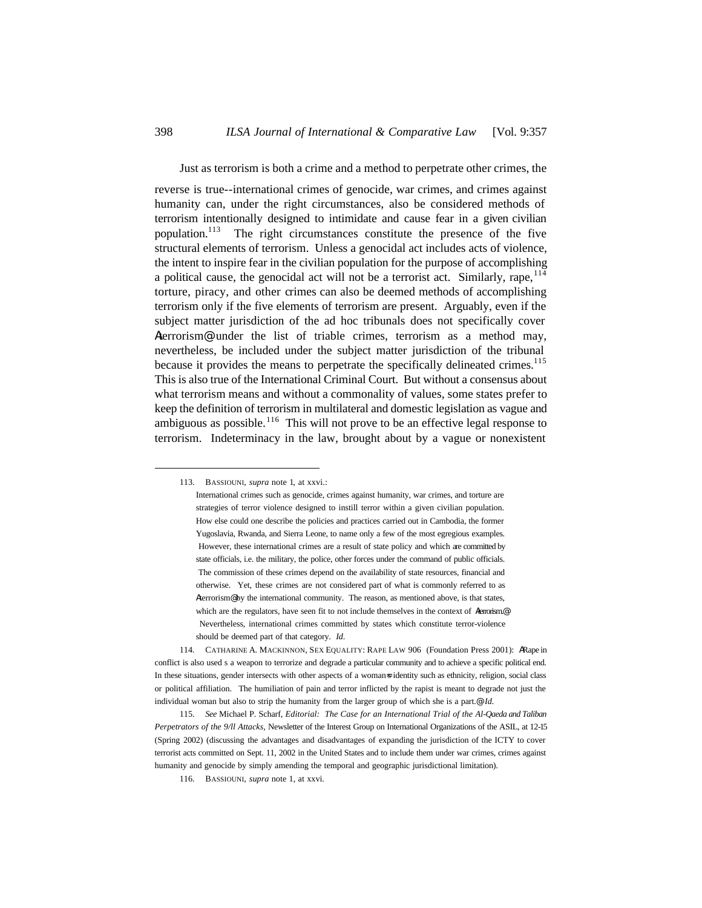Just as terrorism is both a crime and a method to perpetrate other crimes, the reverse is true--international crimes of genocide, war crimes, and crimes against humanity can, under the right circumstances, also be considered methods of terrorism intentionally designed to intimidate and cause fear in a given civilian population.[113] The right circumstances constitute the presence of the five structural elements of terrorism. Unless a genocidal act includes acts of violence, the intent to inspire fear in the civilian population for the purpose of accomplishing a political cause, the genocidal act will not be a terrorist act. Similarly, rape,[114] torture, piracy, and other crimes can also be deemed methods of accomplishing terrorism only if the five elements of terrorism are present. Arguably, even if the subject matter jurisdiction of the ad hoc tribunals does not specifically cover Aterrorism@ under the list of triable crimes, terrorism as a method may, nevertheless, be included under the subject matter jurisdiction of the tribunal because it provides the means to perpetrate the specifically delineated crimes.[115] This is also true of the International Criminal Court. But without a consensus about what terrorism means and without a commonality of values, some states prefer to keep the definition of terrorism in multilateral and domestic legislation as vague and ambiguous as possible.[116] This will not prove to be an effective legal response to terrorism. Indeterminacy in the law, brought about by a vague or nonexistent

---

113. BASSIOUNI, *supra* note 1, at xxvi.:

> International crimes such as genocide, crimes against humanity, war crimes, and torture are strategies of terror violence designed to instill terror within a given civilian population. How else could one describe the policies and practices carried out in Cambodia, the former Yugoslavia, Rwanda, and Sierra Leone, to name only a few of the most egregious examples. However, these international crimes are a result of state policy and which are committed by state officials, i.e. the military, the police, other forces under the command of public officials. The commission of these crimes depend on the availability of state resources, financial and otherwise. Yet, these crimes are not considered part of what is commonly referred to as Aterrorism@ by the international community. The reason, as mentioned above, is that states, which are the regulators, have seen fit to not include themselves in the context of Aterrorism.@ Nevertheless, international crimes committed by states which constitute terror-violence should be deemed part of that category. *Id.*

114. CATHARINE A. MACKINNON, SEX EQUALITY: RAPE LAW 906 (Foundation Press 2001): ARape in conflict is also used s a weapon to terrorize and degrade a particular community and to achieve a specific political end. In these situations, gender intersects with other aspects of a woman=s identity such as ethnicity, religion, social class or political affiliation. The humiliation of pain and terror inflicted by the rapist is meant to degrade not just the individual woman but also to strip the humanity from the larger group of which she is a part.@ *Id.*

115. *See* Michael P. Scharf, *Editorial: The Case for an International Trial of the Al-Qaeda and Taliban Perpetrators of the 9/ll Attacks*, Newsletter of the Interest Group on International Organizations of the ASIL, at 12-l5 (Spring 2002) (discussing the advantages and disadvantages of expanding the jurisdiction of the ICTY to cover terrorist acts committed on Sept. 11, 2002 in the United States and to include them under war crimes, crimes against humanity and genocide by simply amending the temporal and geographic jurisdictional limitation).

116. BASSIOUNI, *supra* note 1, at xxvi.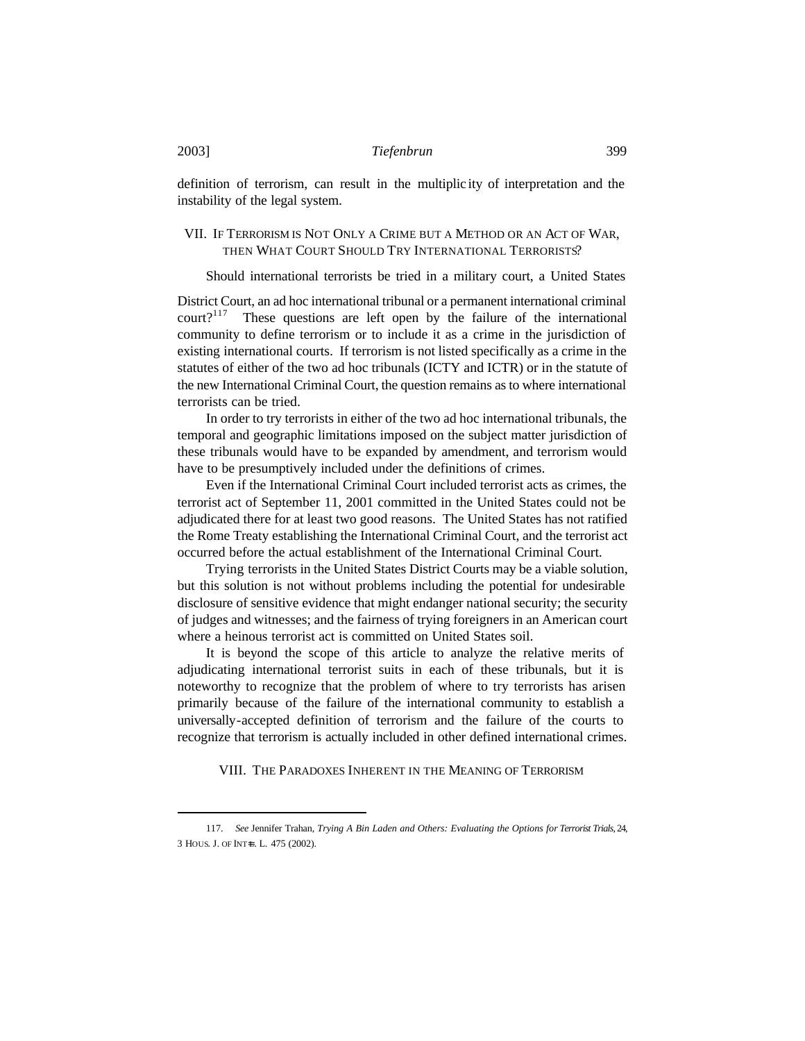definition of terrorism, can result in the multiplicity of interpretation and the instability of the legal system.

## VII. If Terrorism is Not Only a Crime but a Method or an Act of War, then What Court Should Try International Terrorists?

Should international terrorists be tried in a military court, a United States District Court, an ad hoc international tribunal or a permanent international criminal court?[117] These questions are left open by the failure of the international community to define terrorism or to include it as a crime in the jurisdiction of existing international courts. If terrorism is not listed specifically as a crime in the statutes of either of the two ad hoc tribunals (ICTY and ICTR) or in the statute of the new International Criminal Court, the question remains as to where international terrorists can be tried.

In order to try terrorists in either of the two ad hoc international tribunals, the temporal and geographic limitations imposed on the subject matter jurisdiction of these tribunals would have to be expanded by amendment, and terrorism would have to be presumptively included under the definitions of crimes.

Even if the International Criminal Court included terrorist acts as crimes, the terrorist act of September 11, 2001 committed in the United States could not be adjudicated there for at least two good reasons. The United States has not ratified the Rome Treaty establishing the International Criminal Court, and the terrorist act occurred before the actual establishment of the International Criminal Court.

Trying terrorists in the United States District Courts may be a viable solution, but this solution is not without problems including the potential for undesirable disclosure of sensitive evidence that might endanger national security; the security of judges and witnesses; and the fairness of trying foreigners in an American court where a heinous terrorist act is committed on United States soil.

It is beyond the scope of this article to analyze the relative merits of adjudicating international terrorist suits in each of these tribunals, but it is noteworthy to recognize that the problem of where to try terrorists has arisen primarily because of the failure of the international community to establish a universally-accepted definition of terrorism and the failure of the courts to recognize that terrorism is actually included in other defined international crimes.

## VIII. The Paradoxes Inherent in the Meaning of Terrorism

---

117. *See* Jennifer Trahan, *Trying A Bin Laden and Others: Evaluating the Options for Terrorist Trials*, 24, 3 HOUS. J. OF INT'L. L. 475 (2002).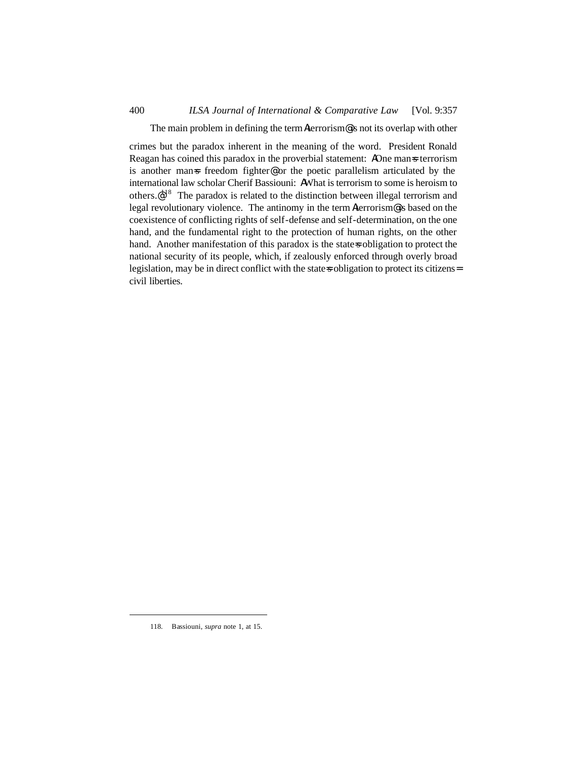The main problem in defining the term "terrorism" is not its overlap with other crimes but the paradox inherent in the meaning of the word. President Ronald Reagan has coined this paradox in the proverbial statement: "One man's terrorism is another man's freedom fighter" or the poetic parallelism articulated by the international law scholar Cherif Bassiouni: "What is terrorism to some is heroism to others."[118] The paradox is related to the distinction between illegal terrorism and legal revolutionary violence. The antinomy in the term "terrorism" is based on the coexistence of conflicting rights of self-defense and self-determination, on the one hand, and the fundamental right to the protection of human rights, on the other hand. Another manifestation of this paradox is the state's obligation to protect the national security of its people, which, if zealously enforced through overly broad legislation, may be in direct conflict with the state's obligation to protect its citizens' civil liberties.

---

118. Bassiouni, *supra* note 1, at 15.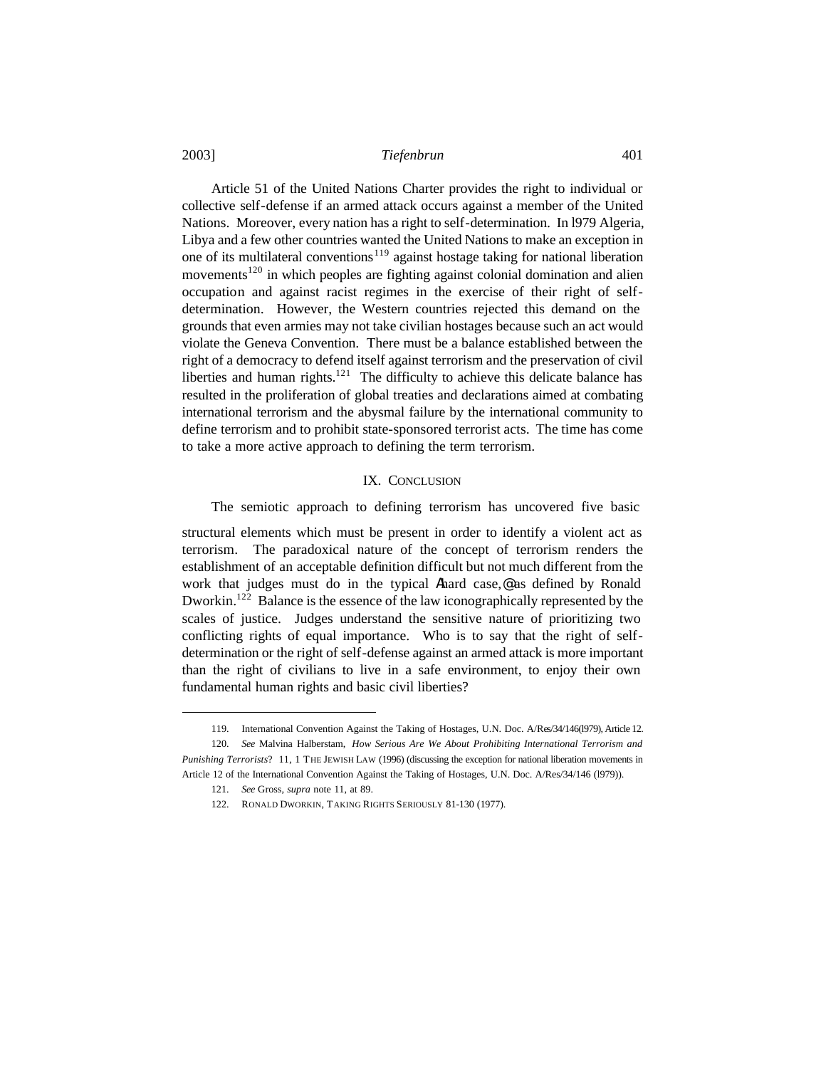Article 51 of the United Nations Charter provides the right to individual or collective self-defense if an armed attack occurs against a member of the United Nations. Moreover, every nation has a right to self-determination. In l979 Algeria, Libya and a few other countries wanted the United Nations to make an exception in one of its multilateral conventions[119] against hostage taking for national liberation movements[120] in which peoples are fighting against colonial domination and alien occupation and against racist regimes in the exercise of their right of self-determination. However, the Western countries rejected this demand on the grounds that even armies may not take civilian hostages because such an act would violate the Geneva Convention. There must be a balance established between the right of a democracy to defend itself against terrorism and the preservation of civil liberties and human rights.[121] The difficulty to achieve this delicate balance has resulted in the proliferation of global treaties and declarations aimed at combating international terrorism and the abysmal failure by the international community to define terrorism and to prohibit state-sponsored terrorist acts. The time has come to take a more active approach to defining the term terrorism.

## IX. CONCLUSION

The semiotic approach to defining terrorism has uncovered five basic structural elements which must be present in order to identify a violent act as terrorism. The paradoxical nature of the concept of terrorism renders the establishment of an acceptable definition difficult but not much different from the work that judges must do in the typical Ahard case,@ as defined by Ronald Dworkin.[122] Balance is the essence of the law iconographically represented by the scales of justice. Judges understand the sensitive nature of prioritizing two conflicting rights of equal importance. Who is to say that the right of self-determination or the right of self-defense against an armed attack is more important than the right of civilians to live in a safe environment, to enjoy their own fundamental human rights and basic civil liberties?

---

119. International Convention Against the Taking of Hostages, U.N. Doc. A/Res/34/146(l979), Article 12.

120. *See* Malvina Halberstam, *How Serious Are We About Prohibiting International Terrorism and Punishing Terrorists*? 11, 1 THE JEWISH LAW (1996) (discussing the exception for national liberation movements in Article 12 of the International Convention Against the Taking of Hostages, U.N. Doc. A/Res/34/146 (l979)).

121. *See* Gross, *supra* note 11, at 89.

122. RONALD DWORKIN, TAKING RIGHTS SERIOUSLY 81-130 (1977).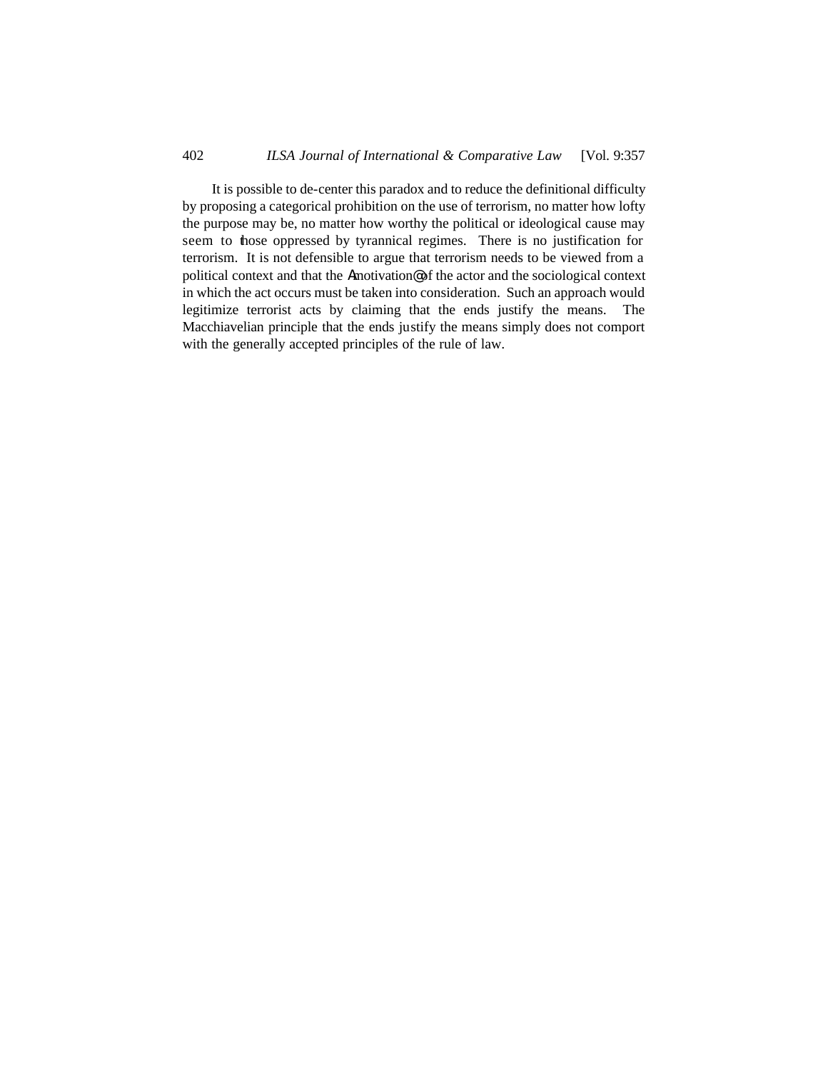It is possible to de-center this paradox and to reduce the definitional difficulty by proposing a categorical prohibition on the use of terrorism, no matter how lofty the purpose may be, no matter how worthy the political or ideological cause may seem to those oppressed by tyrannical regimes. There is no justification for terrorism. It is not defensible to argue that terrorism needs to be viewed from a political context and that the Amotivation@ of the actor and the sociological context in which the act occurs must be taken into consideration. Such an approach would legitimize terrorist acts by claiming that the ends justify the means. The Macchiavelian principle that the ends justify the means simply does not comport with the generally accepted principles of the rule of law.